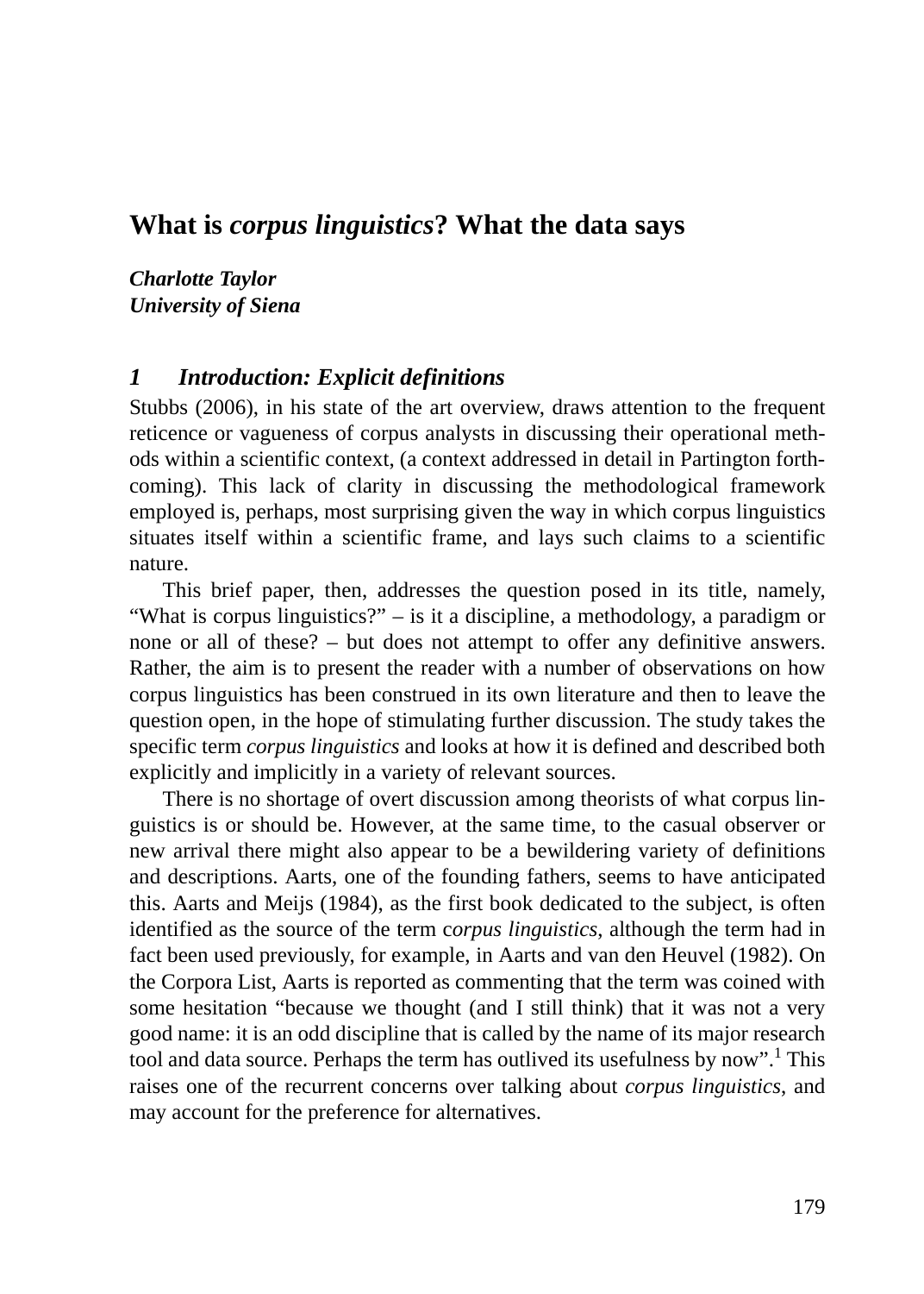# What is *corpus linguistics*? What the data says

***Charlotte Taylor***
***University of Siena***

## *1 Introduction: Explicit definitions*

Stubbs (2006), in his state of the art overview, draws attention to the frequent reticence or vagueness of corpus analysts in discussing their operational methods within a scientific context, (a context addressed in detail in Partington forthcoming). This lack of clarity in discussing the methodological framework employed is, perhaps, most surprising given the way in which corpus linguistics situates itself within a scientific frame, and lays such claims to a scientific nature.

This brief paper, then, addresses the question posed in its title, namely, "What is corpus linguistics?" – is it a discipline, a methodology, a paradigm or none or all of these? – but does not attempt to offer any definitive answers. Rather, the aim is to present the reader with a number of observations on how corpus linguistics has been construed in its own literature and then to leave the question open, in the hope of stimulating further discussion. The study takes the specific term *corpus linguistics* and looks at how it is defined and described both explicitly and implicitly in a variety of relevant sources.

There is no shortage of overt discussion among theorists of what corpus linguistics is or should be. However, at the same time, to the casual observer or new arrival there might also appear to be a bewildering variety of definitions and descriptions. Aarts, one of the founding fathers, seems to have anticipated this. Aarts and Meijs (1984), as the first book dedicated to the subject, is often identified as the source of the term c*orpus linguistics*, although the term had in fact been used previously, for example, in Aarts and van den Heuvel (1982). On the Corpora List, Aarts is reported as commenting that the term was coined with some hesitation "because we thought (and I still think) that it was not a very good name: it is an odd discipline that is called by the name of its major research tool and data source. Perhaps the term has outlived its usefulness by now".[1] This raises one of the recurrent concerns over talking about *corpus linguistics*, and may account for the preference for alternatives.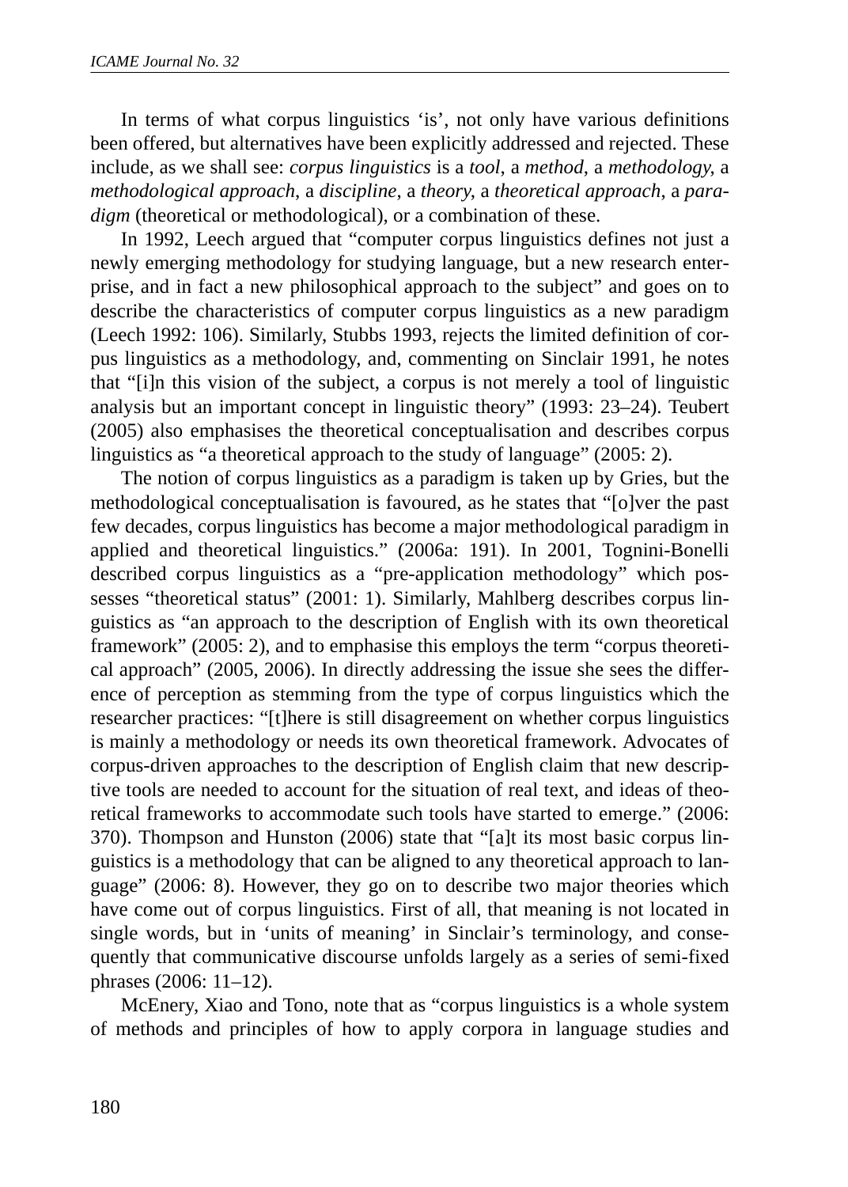In terms of what corpus linguistics 'is', not only have various definitions been offered, but alternatives have been explicitly addressed and rejected. These include, as we shall see: *corpus linguistics* is a *tool*, a *method*, a *methodology*, a *methodological approach*, a *discipline*, a *theory*, a *theoretical approach*, a *paradigm* (theoretical or methodological), or a combination of these.

In 1992, Leech argued that "computer corpus linguistics defines not just a newly emerging methodology for studying language, but a new research enterprise, and in fact a new philosophical approach to the subject" and goes on to describe the characteristics of computer corpus linguistics as a new paradigm (Leech 1992: 106). Similarly, Stubbs 1993, rejects the limited definition of corpus linguistics as a methodology, and, commenting on Sinclair 1991, he notes that "[i]n this vision of the subject, a corpus is not merely a tool of linguistic analysis but an important concept in linguistic theory" (1993: 23–24). Teubert (2005) also emphasises the theoretical conceptualisation and describes corpus linguistics as "a theoretical approach to the study of language" (2005: 2).

The notion of corpus linguistics as a paradigm is taken up by Gries, but the methodological conceptualisation is favoured, as he states that "[o]ver the past few decades, corpus linguistics has become a major methodological paradigm in applied and theoretical linguistics." (2006a: 191). In 2001, Tognini-Bonelli described corpus linguistics as a "pre-application methodology" which possesses "theoretical status" (2001: 1). Similarly, Mahlberg describes corpus linguistics as "an approach to the description of English with its own theoretical framework" (2005: 2), and to emphasise this employs the term "corpus theoretical approach" (2005, 2006). In directly addressing the issue she sees the difference of perception as stemming from the type of corpus linguistics which the researcher practices: "[t]here is still disagreement on whether corpus linguistics is mainly a methodology or needs its own theoretical framework. Advocates of corpus-driven approaches to the description of English claim that new descriptive tools are needed to account for the situation of real text, and ideas of theoretical frameworks to accommodate such tools have started to emerge." (2006: 370). Thompson and Hunston (2006) state that "[a]t its most basic corpus linguistics is a methodology that can be aligned to any theoretical approach to language" (2006: 8). However, they go on to describe two major theories which have come out of corpus linguistics. First of all, that meaning is not located in single words, but in 'units of meaning' in Sinclair's terminology, and consequently that communicative discourse unfolds largely as a series of semi-fixed phrases (2006: 11–12).

McEnery, Xiao and Tono, note that as "corpus linguistics is a whole system of methods and principles of how to apply corpora in language studies and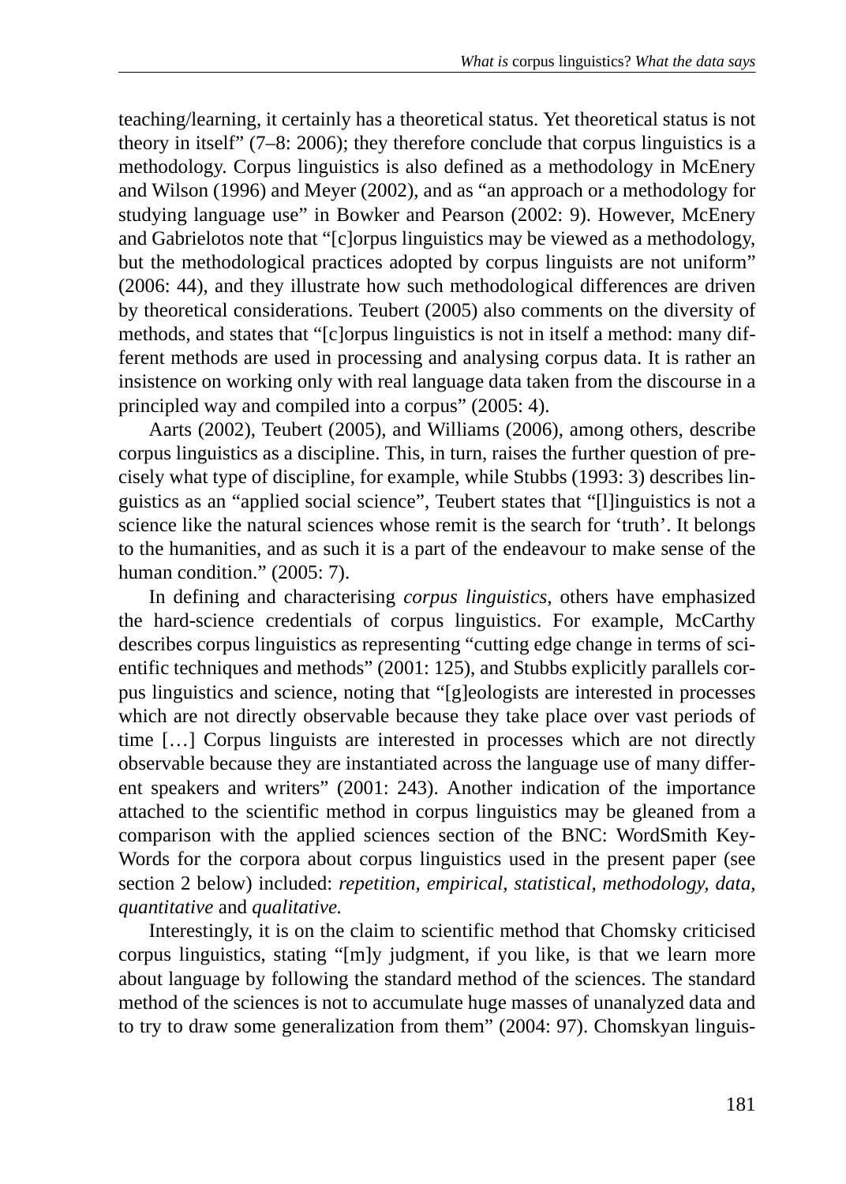teaching/learning, it certainly has a theoretical status. Yet theoretical status is not theory in itself" (7–8: 2006); they therefore conclude that corpus linguistics is a methodology. Corpus linguistics is also defined as a methodology in McEnery and Wilson (1996) and Meyer (2002), and as "an approach or a methodology for studying language use" in Bowker and Pearson (2002: 9). However, McEnery and Gabrielotos note that "[c]orpus linguistics may be viewed as a methodology, but the methodological practices adopted by corpus linguists are not uniform" (2006: 44), and they illustrate how such methodological differences are driven by theoretical considerations. Teubert (2005) also comments on the diversity of methods, and states that "[c]orpus linguistics is not in itself a method: many different methods are used in processing and analysing corpus data. It is rather an insistence on working only with real language data taken from the discourse in a principled way and compiled into a corpus" (2005: 4).

Aarts (2002), Teubert (2005), and Williams (2006), among others, describe corpus linguistics as a discipline. This, in turn, raises the further question of precisely what type of discipline, for example, while Stubbs (1993: 3) describes linguistics as an "applied social science", Teubert states that "[l]inguistics is not a science like the natural sciences whose remit is the search for 'truth'. It belongs to the humanities, and as such it is a part of the endeavour to make sense of the human condition." (2005: 7).

In defining and characterising *corpus linguistics*, others have emphasized the hard-science credentials of corpus linguistics. For example, McCarthy describes corpus linguistics as representing "cutting edge change in terms of scientific techniques and methods" (2001: 125), and Stubbs explicitly parallels corpus linguistics and science, noting that "[g]eologists are interested in processes which are not directly observable because they take place over vast periods of time […] Corpus linguists are interested in processes which are not directly observable because they are instantiated across the language use of many different speakers and writers" (2001: 243). Another indication of the importance attached to the scientific method in corpus linguistics may be gleaned from a comparison with the applied sciences section of the BNC: WordSmith KeyWords for the corpora about corpus linguistics used in the present paper (see section 2 below) included: *repetition, empirical, statistical, methodology, data, quantitative* and *qualitative.*

Interestingly, it is on the claim to scientific method that Chomsky criticised corpus linguistics, stating "[m]y judgment, if you like, is that we learn more about language by following the standard method of the sciences. The standard method of the sciences is not to accumulate huge masses of unanalyzed data and to try to draw some generalization from them" (2004: 97). Chomskyan linguis-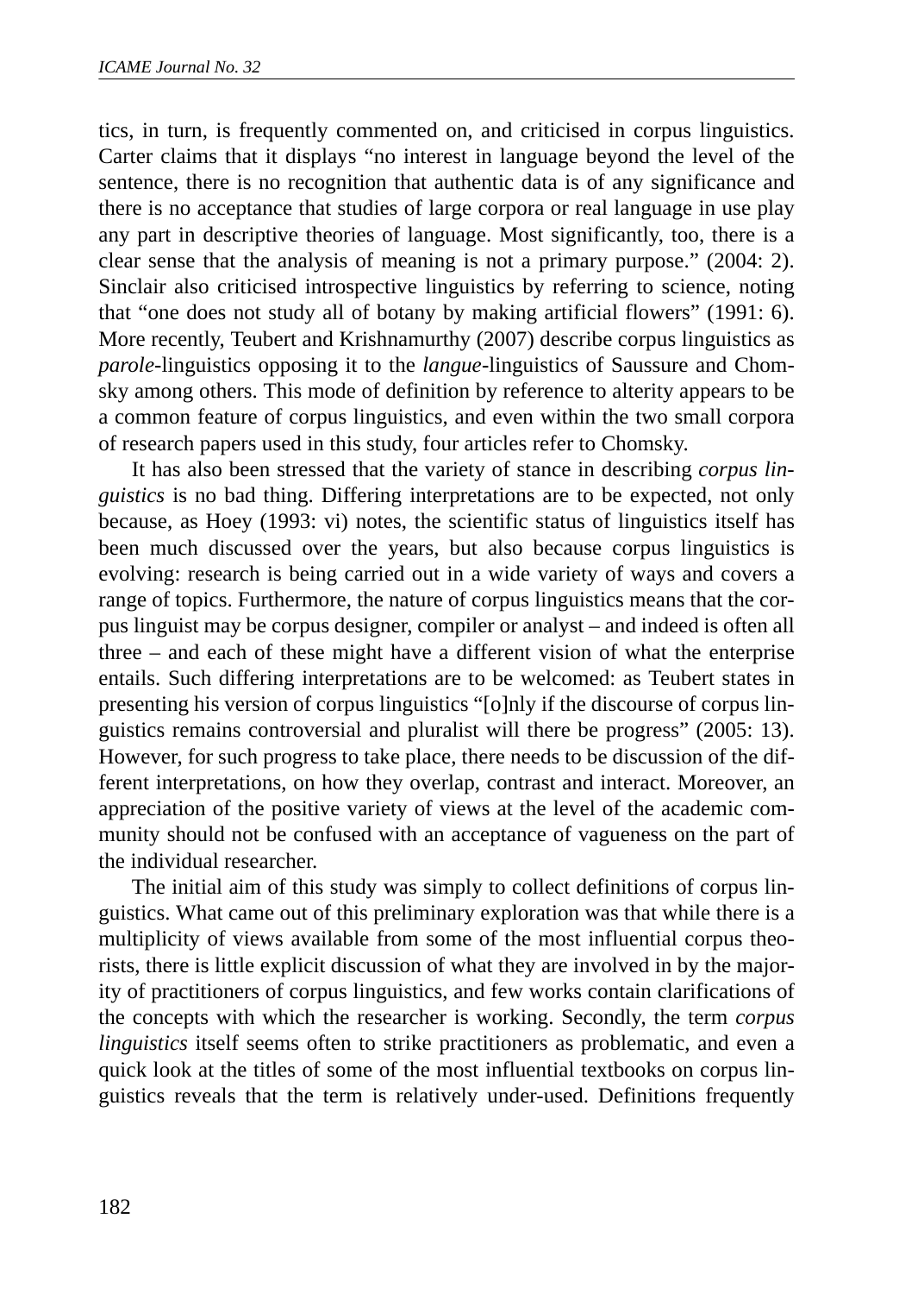tics, in turn, is frequently commented on, and criticised in corpus linguistics. Carter claims that it displays "no interest in language beyond the level of the sentence, there is no recognition that authentic data is of any significance and there is no acceptance that studies of large corpora or real language in use play any part in descriptive theories of language. Most significantly, too, there is a clear sense that the analysis of meaning is not a primary purpose." (2004: 2). Sinclair also criticised introspective linguistics by referring to science, noting that "one does not study all of botany by making artificial flowers" (1991: 6). More recently, Teubert and Krishnamurthy (2007) describe corpus linguistics as *parole*-linguistics opposing it to the *langue*-linguistics of Saussure and Chomsky among others. This mode of definition by reference to alterity appears to be a common feature of corpus linguistics, and even within the two small corpora of research papers used in this study, four articles refer to Chomsky.

It has also been stressed that the variety of stance in describing *corpus linguistics* is no bad thing. Differing interpretations are to be expected, not only because, as Hoey (1993: vi) notes, the scientific status of linguistics itself has been much discussed over the years, but also because corpus linguistics is evolving: research is being carried out in a wide variety of ways and covers a range of topics. Furthermore, the nature of corpus linguistics means that the corpus linguist may be corpus designer, compiler or analyst – and indeed is often all three – and each of these might have a different vision of what the enterprise entails. Such differing interpretations are to be welcomed: as Teubert states in presenting his version of corpus linguistics "[o]nly if the discourse of corpus linguistics remains controversial and pluralist will there be progress" (2005: 13). However, for such progress to take place, there needs to be discussion of the different interpretations, on how they overlap, contrast and interact. Moreover, an appreciation of the positive variety of views at the level of the academic community should not be confused with an acceptance of vagueness on the part of the individual researcher.

The initial aim of this study was simply to collect definitions of corpus linguistics. What came out of this preliminary exploration was that while there is a multiplicity of views available from some of the most influential corpus theorists, there is little explicit discussion of what they are involved in by the majority of practitioners of corpus linguistics, and few works contain clarifications of the concepts with which the researcher is working. Secondly, the term *corpus linguistics* itself seems often to strike practitioners as problematic, and even a quick look at the titles of some of the most influential textbooks on corpus linguistics reveals that the term is relatively under-used. Definitions frequently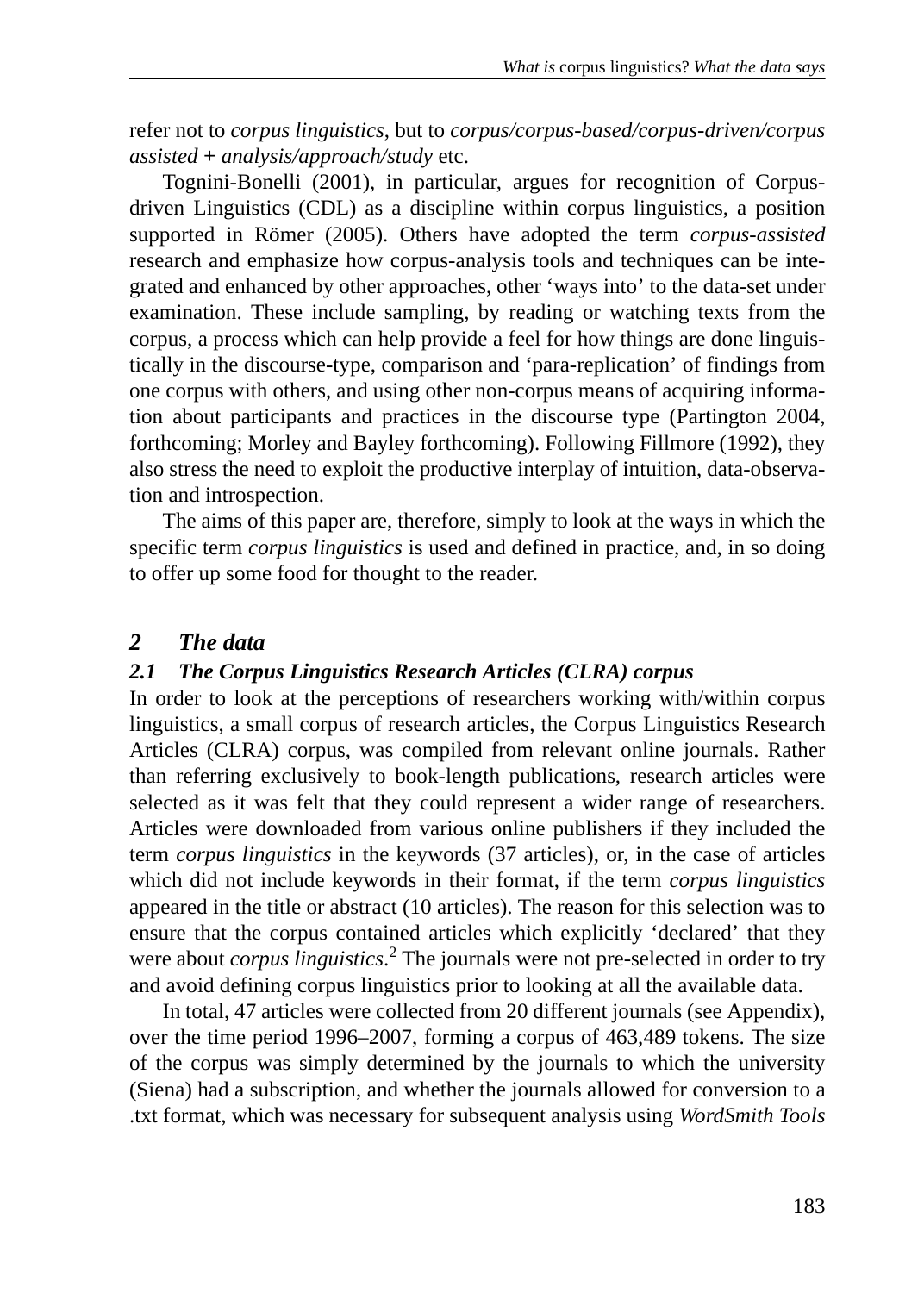refer not to *corpus linguistics*, but to *corpus/corpus-based/corpus-driven/corpus assisted + analysis/approach/study* etc.

Tognini-Bonelli (2001), in particular, argues for recognition of Corpus-driven Linguistics (CDL) as a discipline within corpus linguistics, a position supported in Römer (2005). Others have adopted the term *corpus-assisted* research and emphasize how corpus-analysis tools and techniques can be integrated and enhanced by other approaches, other 'ways into' to the data-set under examination. These include sampling, by reading or watching texts from the corpus, a process which can help provide a feel for how things are done linguistically in the discourse-type, comparison and 'para-replication' of findings from one corpus with others, and using other non-corpus means of acquiring information about participants and practices in the discourse type (Partington 2004, forthcoming; Morley and Bayley forthcoming). Following Fillmore (1992), they also stress the need to exploit the productive interplay of intuition, data-observation and introspection.

The aims of this paper are, therefore, simply to look at the ways in which the specific term *corpus linguistics* is used and defined in practice, and, in so doing to offer up some food for thought to the reader.

## 2 The data

### 2.1 The Corpus Linguistics Research Articles (CLRA) corpus

In order to look at the perceptions of researchers working with/within corpus linguistics, a small corpus of research articles, the Corpus Linguistics Research Articles (CLRA) corpus, was compiled from relevant online journals. Rather than referring exclusively to book-length publications, research articles were selected as it was felt that they could represent a wider range of researchers. Articles were downloaded from various online publishers if they included the term *corpus linguistics* in the keywords (37 articles), or, in the case of articles which did not include keywords in their format, if the term *corpus linguistics* appeared in the title or abstract (10 articles). The reason for this selection was to ensure that the corpus contained articles which explicitly 'declared' that they were about *corpus linguistics*.[2] The journals were not pre-selected in order to try and avoid defining corpus linguistics prior to looking at all the available data.

In total, 47 articles were collected from 20 different journals (see Appendix), over the time period 1996–2007, forming a corpus of 463,489 tokens. The size of the corpus was simply determined by the journals to which the university (Siena) had a subscription, and whether the journals allowed for conversion to a .txt format, which was necessary for subsequent analysis using *WordSmith Tools*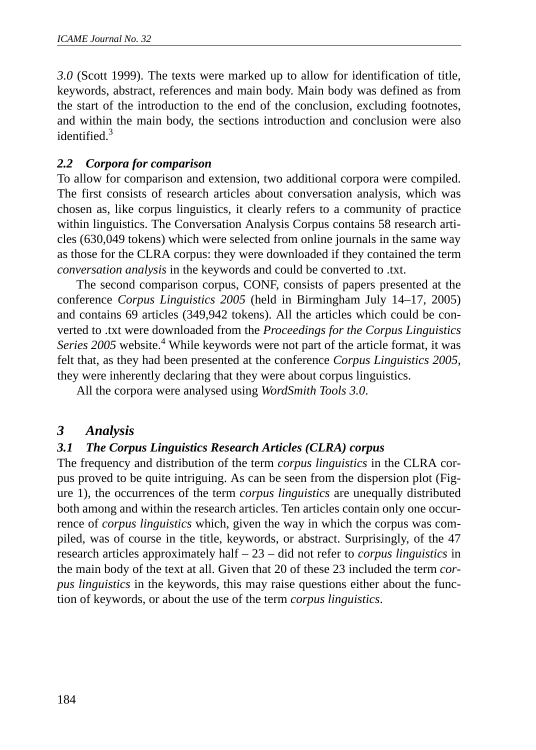*3.0* (Scott 1999). The texts were marked up to allow for identification of title, keywords, abstract, references and main body. Main body was defined as from the start of the introduction to the end of the conclusion, excluding footnotes, and within the main body, the sections introduction and conclusion were also identified.[3]

### *2.2 Corpora for comparison*

To allow for comparison and extension, two additional corpora were compiled. The first consists of research articles about conversation analysis, which was chosen as, like corpus linguistics, it clearly refers to a community of practice within linguistics. The Conversation Analysis Corpus contains 58 research articles (630,049 tokens) which were selected from online journals in the same way as those for the CLRA corpus: they were downloaded if they contained the term *conversation analysis* in the keywords and could be converted to .txt.

The second comparison corpus, CONF, consists of papers presented at the conference *Corpus Linguistics 2005* (held in Birmingham July 14–17, 2005) and contains 69 articles (349,942 tokens). All the articles which could be converted to .txt were downloaded from the *Proceedings for the Corpus Linguistics Series 2005* website.[4] While keywords were not part of the article format, it was felt that, as they had been presented at the conference *Corpus Linguistics 2005*, they were inherently declaring that they were about corpus linguistics.

All the corpora were analysed using *WordSmith Tools 3.0*.

## *3 Analysis*

### *3.1 The Corpus Linguistics Research Articles (CLRA) corpus*

The frequency and distribution of the term *corpus linguistics* in the CLRA corpus proved to be quite intriguing. As can be seen from the dispersion plot (Figure 1), the occurrences of the term *corpus linguistics* are unequally distributed both among and within the research articles. Ten articles contain only one occurrence of *corpus linguistics* which, given the way in which the corpus was compiled, was of course in the title, keywords, or abstract. Surprisingly, of the 47 research articles approximately half – 23 – did not refer to *corpus linguistics* in the main body of the text at all. Given that 20 of these 23 included the term *corpus linguistics* in the keywords, this may raise questions either about the function of keywords, or about the use of the term *corpus linguistics*.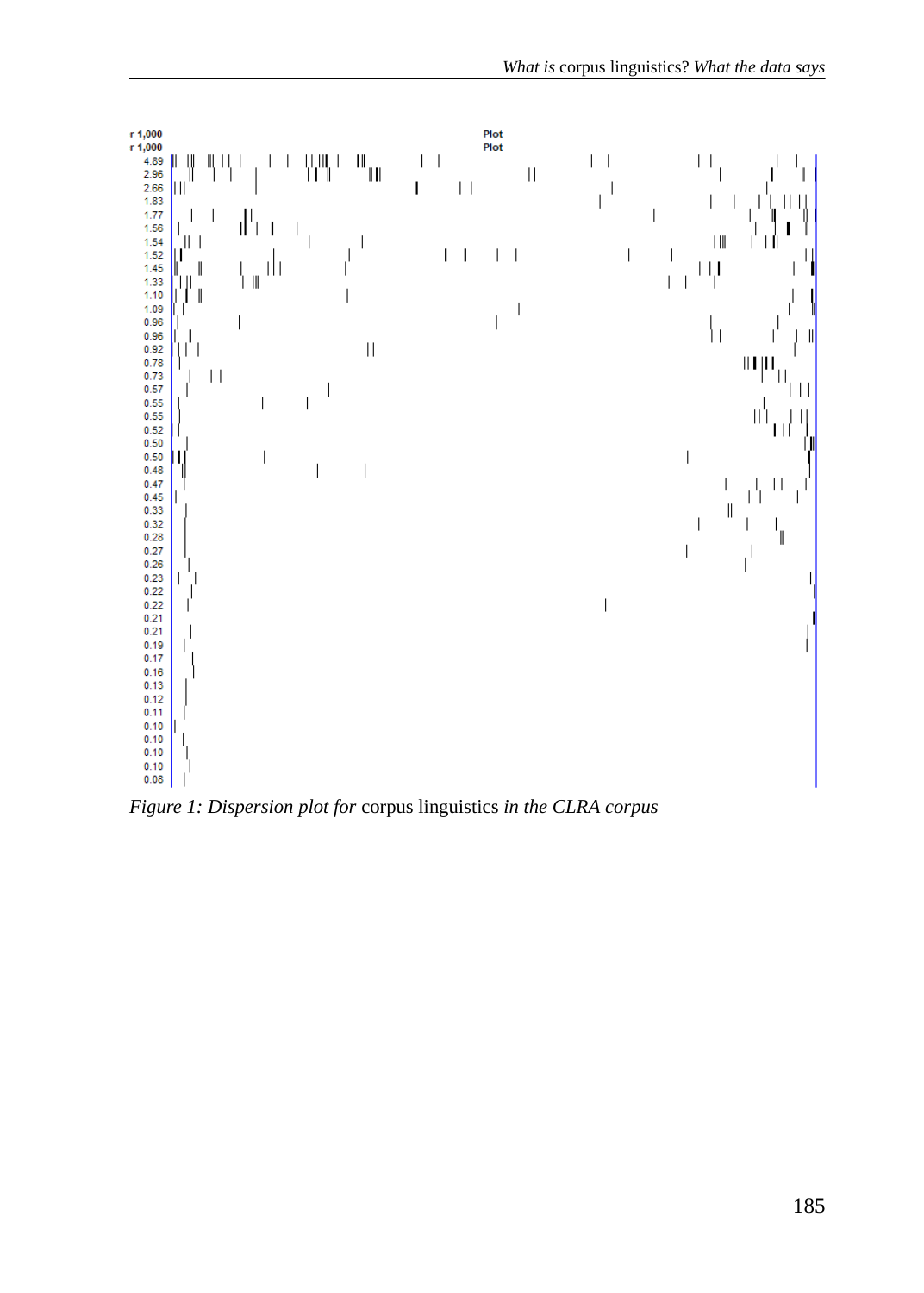*Figure 1: Dispersion plot for* corpus linguistics *in the CLRA corpus*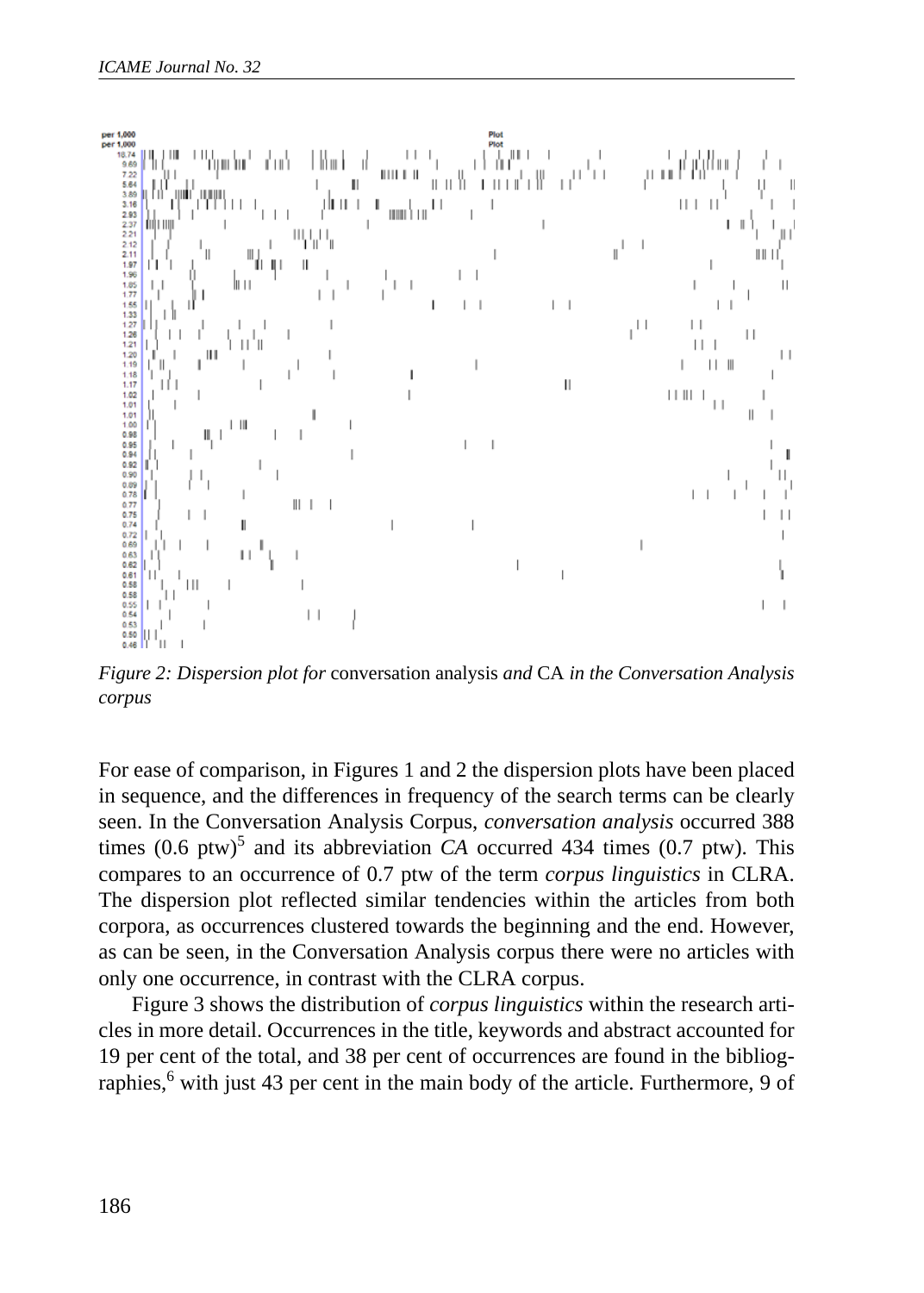*Figure 2: Dispersion plot for* conversation analysis *and* CA *in the Conversation Analysis corpus*

For ease of comparison, in Figures 1 and 2 the dispersion plots have been placed in sequence, and the differences in frequency of the search terms can be clearly seen. In the Conversation Analysis Corpus, *conversation analysis* occurred 388 times (0.6 ptw)[5] and its abbreviation *CA* occurred 434 times (0.7 ptw). This compares to an occurrence of 0.7 ptw of the term *corpus linguistics* in CLRA. The dispersion plot reflected similar tendencies within the articles from both corpora, as occurrences clustered towards the beginning and the end. However, as can be seen, in the Conversation Analysis corpus there were no articles with only one occurrence, in contrast with the CLRA corpus.

Figure 3 shows the distribution of *corpus linguistics* within the research articles in more detail. Occurrences in the title, keywords and abstract accounted for 19 per cent of the total, and 38 per cent of occurrences are found in the bibliographies,[6] with just 43 per cent in the main body of the article. Furthermore, 9 of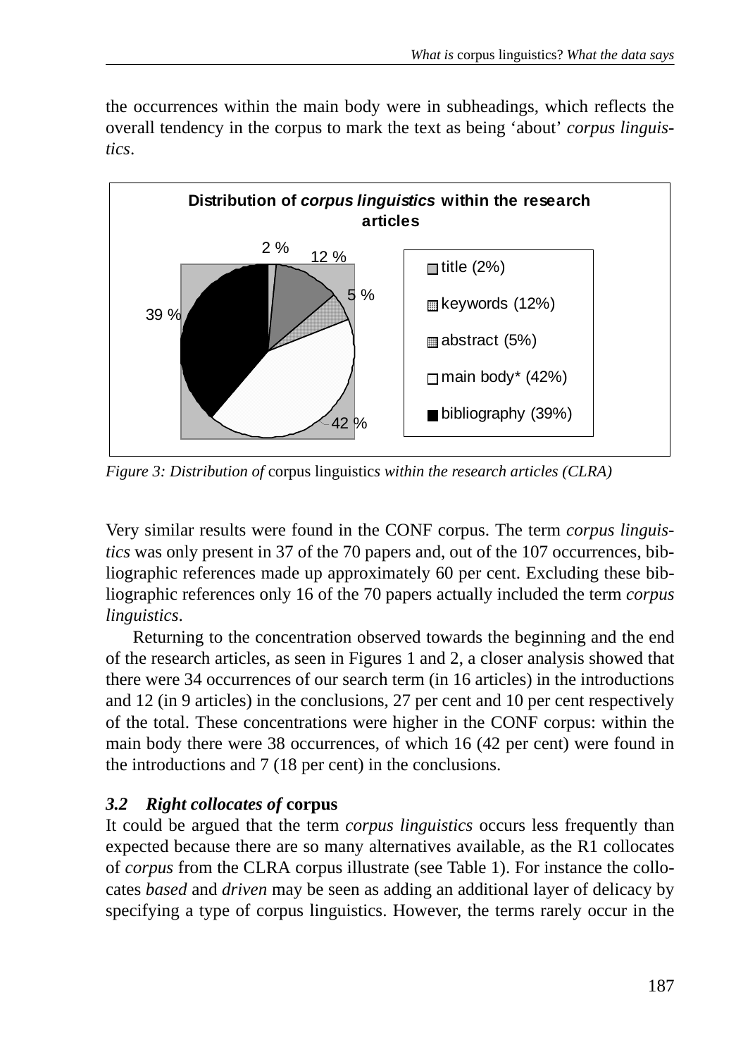the occurrences within the main body were in subheadings, which reflects the overall tendency in the corpus to mark the text as being 'about' *corpus linguistics*.

*Figure 3: Distribution of* corpus linguistics *within the research articles (CLRA)*

Very similar results were found in the CONF corpus. The term *corpus linguistics* was only present in 37 of the 70 papers and, out of the 107 occurrences, bibliographic references made up approximately 60 per cent. Excluding these bibliographic references only 16 of the 70 papers actually included the term *corpus linguistics*.

Returning to the concentration observed towards the beginning and the end of the research articles, as seen in Figures 1 and 2, a closer analysis showed that there were 34 occurrences of our search term (in 16 articles) in the introductions and 12 (in 9 articles) in the conclusions, 27 per cent and 10 per cent respectively of the total. These concentrations were higher in the CONF corpus: within the main body there were 38 occurrences, of which 16 (42 per cent) were found in the introductions and 7 (18 per cent) in the conclusions.

### *3.2 Right collocates of* corpus

It could be argued that the term *corpus linguistics* occurs less frequently than expected because there are so many alternatives available, as the R1 collocates of *corpus* from the CLRA corpus illustrate (see Table 1). For instance the collocates *based* and *driven* may be seen as adding an additional layer of delicacy by specifying a type of corpus linguistics. However, the terms rarely occur in the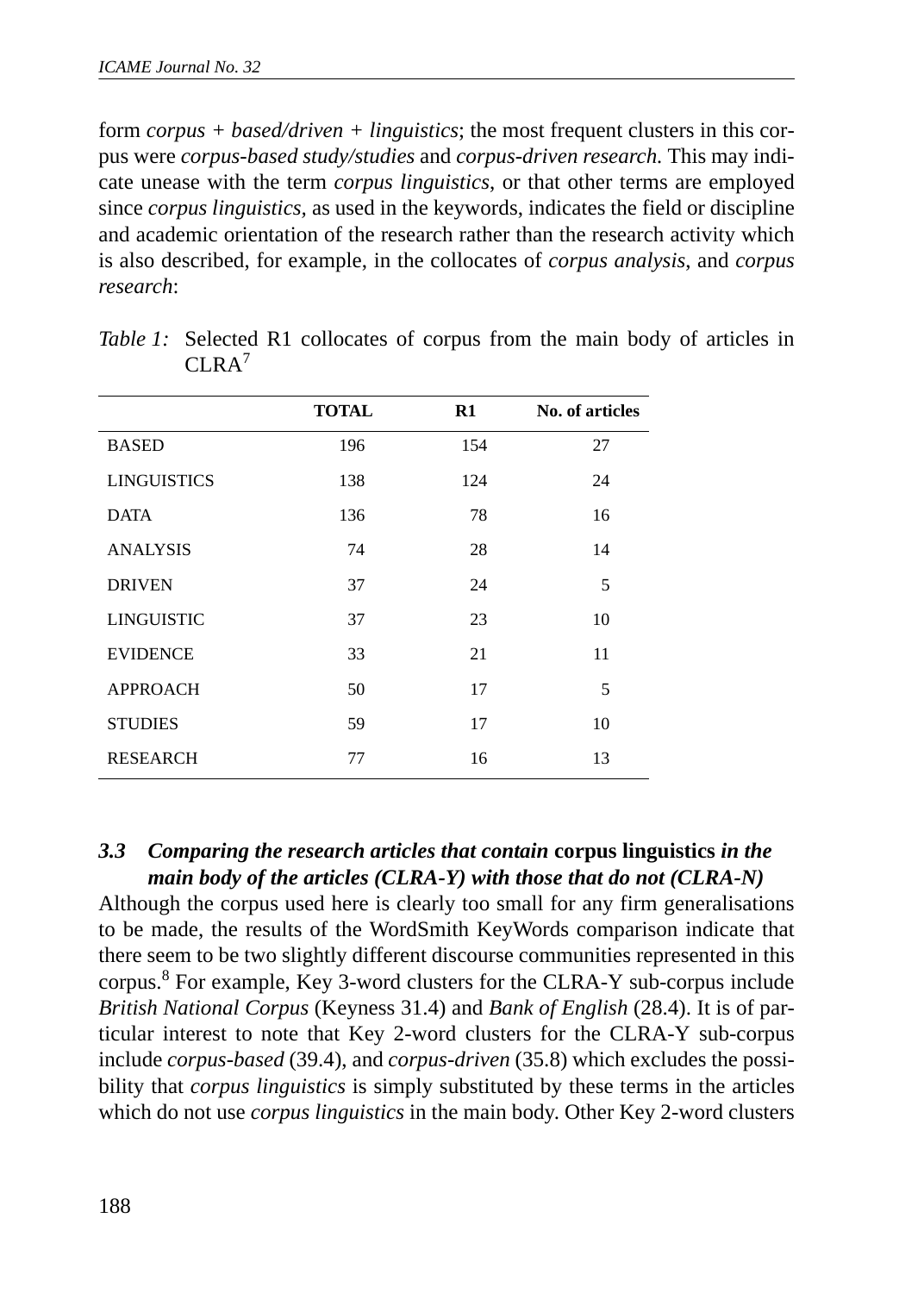form *corpus + based/driven + linguistics*; the most frequent clusters in this corpus were *corpus-based study/studies* and *corpus-driven research*. This may indicate unease with the term *corpus linguistics*, or that other terms are employed since *corpus linguistics*, as used in the keywords, indicates the field or discipline and academic orientation of the research rather than the research activity which is also described, for example, in the collocates of *corpus analysis*, and *corpus research*:

*Table 1:* Selected R1 collocates of corpus from the main body of articles in CLRA[7]

| | TOTAL | R1 | No. of articles |
|---|---|---|---|
| BASED | 196 | 154 | 27 |
| LINGUISTICS | 138 | 124 | 24 |
| DATA | 136 | 78 | 16 |
| ANALYSIS | 74 | 28 | 14 |
| DRIVEN | 37 | 24 | 5 |
| LINGUISTIC | 37 | 23 | 10 |
| EVIDENCE | 33 | 21 | 11 |
| APPROACH | 50 | 17 | 5 |
| STUDIES | 59 | 17 | 10 |
| RESEARCH | 77 | 16 | 13 |

### *3.3 Comparing the research articles that contain* **corpus linguistics** *in the main body of the articles (CLRA-Y) with those that do not (CLRA-N)*

Although the corpus used here is clearly too small for any firm generalisations to be made, the results of the WordSmith KeyWords comparison indicate that there seem to be two slightly different discourse communities represented in this corpus.[8] For example, Key 3-word clusters for the CLRA-Y sub-corpus include *British National Corpus* (Keyness 31.4) and *Bank of English* (28.4). It is of particular interest to note that Key 2-word clusters for the CLRA-Y sub-corpus include *corpus-based* (39.4), and *corpus-driven* (35.8) which excludes the possibility that *corpus linguistics* is simply substituted by these terms in the articles which do not use *corpus linguistics* in the main body. Other Key 2-word clusters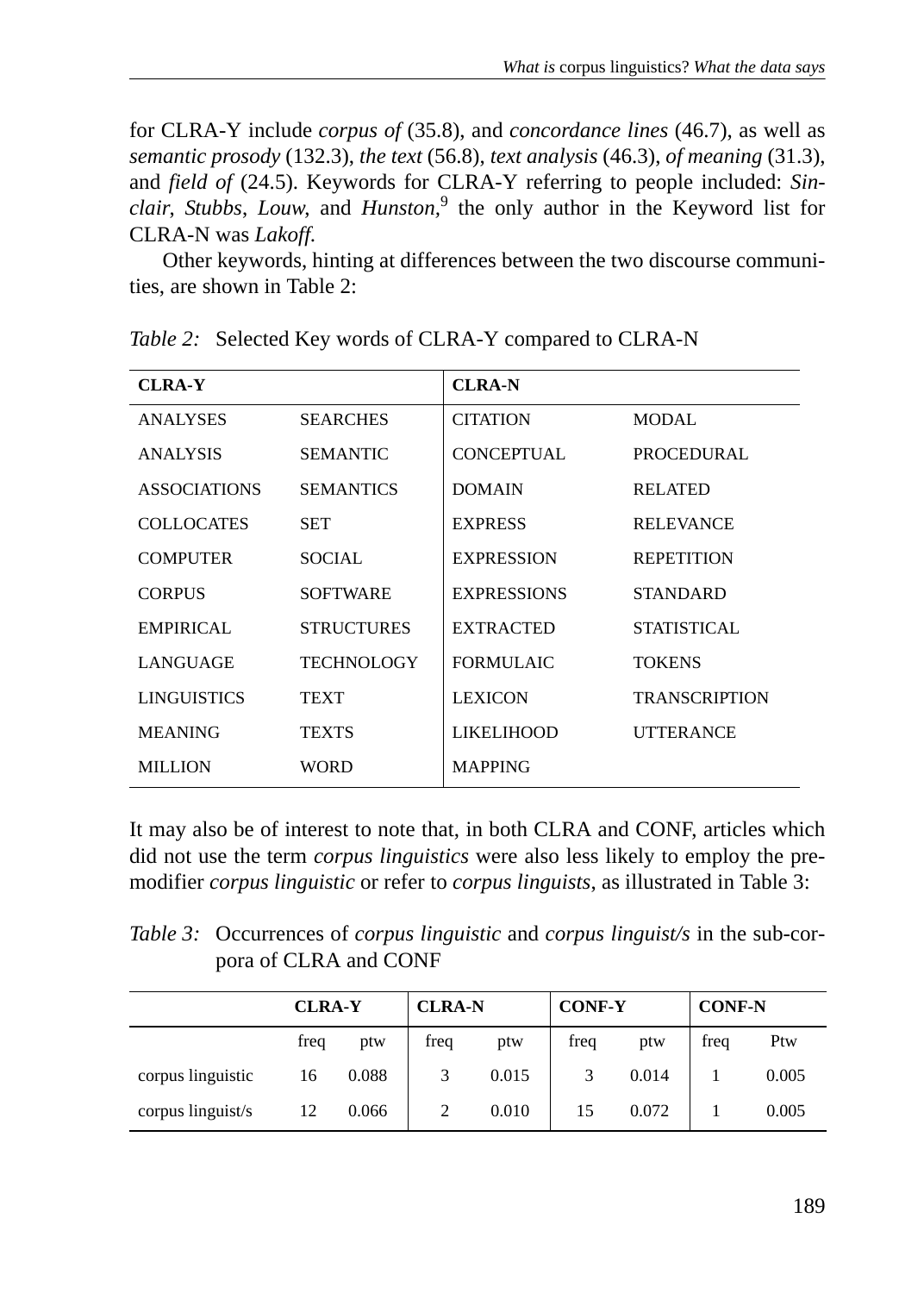for CLRA-Y include *corpus of* (35.8), and *concordance lines* (46.7), as well as *semantic prosody* (132.3), *the text* (56.8), *text analysis* (46.3), *of meaning* (31.3), and *field of* (24.5). Keywords for CLRA-Y referring to people included: *Sinclair*, *Stubbs*, *Louw*, and *Hunston*,[9] the only author in the Keyword list for CLRA-N was *Lakoff*.

Other keywords, hinting at differences between the two discourse communities, are shown in Table 2:

*Table 2:* Selected Key words of CLRA-Y compared to CLRA-N

| **CLRA-Y** | | **CLRA-N** | |
|---|---|---|---|
| ANALYSES | SEARCHES | CITATION | MODAL |
| ANALYSIS | SEMANTIC | CONCEPTUAL | PROCEDURAL |
| ASSOCIATIONS | SEMANTICS | DOMAIN | RELATED |
| COLLOCATES | SET | EXPRESS | RELEVANCE |
| COMPUTER | SOCIAL | EXPRESSION | REPETITION |
| CORPUS | SOFTWARE | EXPRESSIONS | STANDARD |
| EMPIRICAL | STRUCTURES | EXTRACTED | STATISTICAL |
| LANGUAGE | TECHNOLOGY | FORMULAIC | TOKENS |
| LINGUISTICS | TEXT | LEXICON | TRANSCRIPTION |
| MEANING | TEXTS | LIKELIHOOD | UTTERANCE |
| MILLION | WORD | MAPPING | |

It may also be of interest to note that, in both CLRA and CONF, articles which did not use the term *corpus linguistics* were also less likely to employ the premodifier *corpus linguistic* or refer to *corpus linguists*, as illustrated in Table 3:

*Table 3:* Occurrences of *corpus linguistic* and *corpus linguist/s* in the sub-corpora of CLRA and CONF

| | **CLRA-Y** | | **CLRA-N** | | **CONF-Y** | | **CONF-N** | |
|---|---|---|---|---|---|---|---|---|
| | freq | ptw | freq | ptw | freq | ptw | freq | Ptw |
| corpus linguistic | 16 | 0.088 | 3 | 0.015 | 3 | 0.014 | 1 | 0.005 |
| corpus linguist/s | 12 | 0.066 | 2 | 0.010 | 15 | 0.072 | 1 | 0.005 |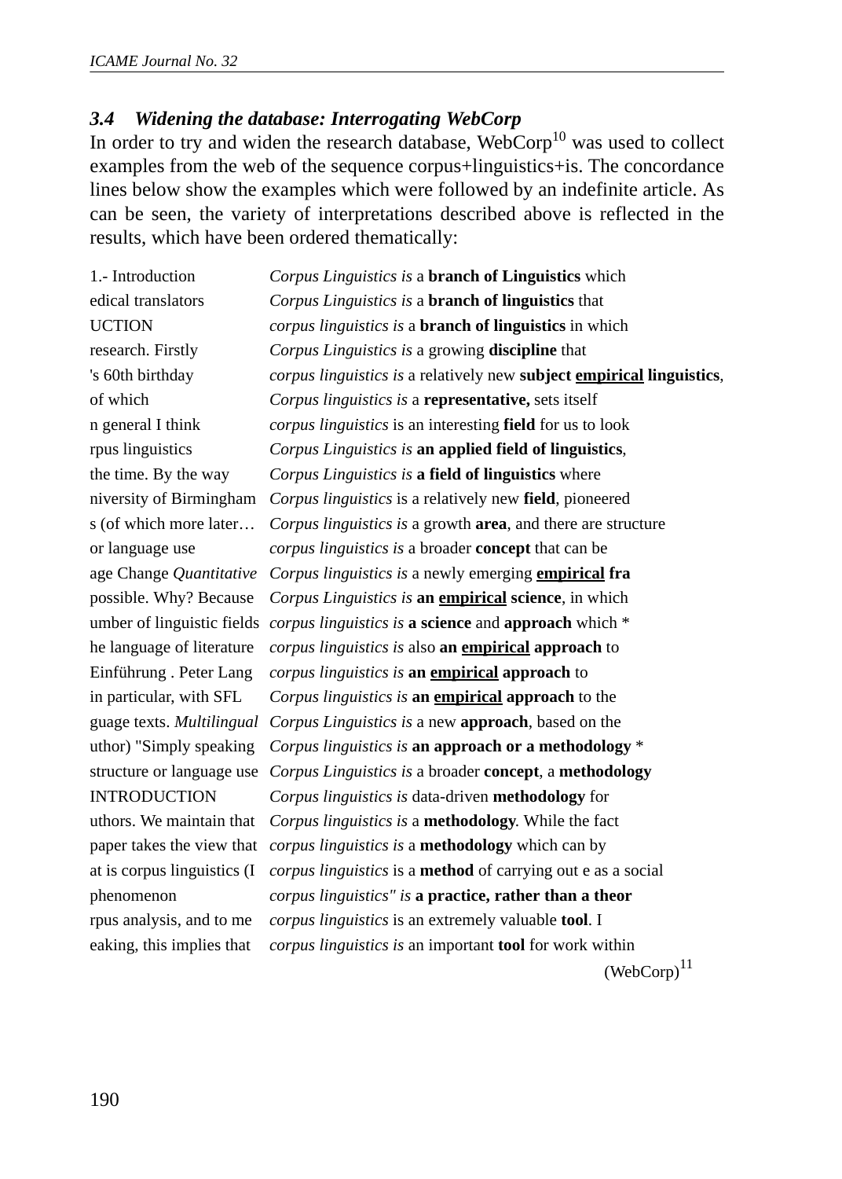### *3.4 Widening the database: Interrogating WebCorp*

In order to try and widen the research database, WebCorp[10] was used to collect examples from the web of the sequence corpus+linguistics+is. The concordance lines below show the examples which were followed by an indefinite article. As can be seen, the variety of interpretations described above is reflected in the results, which have been ordered thematically:

| | |
|---|---|
| 1.- Introduction | *Corpus Linguistics is* a **branch of Linguistics** which |
| edical translators | *Corpus Linguistics is* a **branch of linguistics** that |
| UCTION | *corpus linguistics is* a **branch of linguistics** in which |
| research. Firstly | *Corpus Linguistics is* a growing **discipline** that |
| 's 60th birthday | *corpus linguistics is* a relatively new **subject <u>empirical</u> linguistics**, |
| of which | *Corpus linguistics is* a **representative,** sets itself |
| n general I think | *corpus linguistics* is an interesting **field** for us to look |
| rpus linguistics | *Corpus Linguistics is* **an applied field of linguistics**, |
| the time. By the way | *Corpus Linguistics is* **a field of linguistics** where |
| niversity of Birmingham | *Corpus linguistics* is a relatively new **field**, pioneered |
| s (of which more later… | *Corpus linguistics is* a growth **area**, and there are structure |
| or language use | *corpus linguistics is* a broader **concept** that can be |
| age Change *Quantitative* | *Corpus linguistics is* a newly emerging **<u>empirical</u> fra** |
| possible. Why? Because | *Corpus Linguistics is* **an <u>empirical</u> science**, in which |
| umber of linguistic fields | *corpus linguistics is* **a science** and **approach** which * |
| he language of literature | *corpus linguistics is* also **an <u>empirical</u> approach** to |
| Einführung . Peter Lang | *corpus linguistics is* **an <u>empirical</u> approach** to |
| in particular, with SFL | *Corpus linguistics is* **an <u>empirical</u> approach** to the |
| guage texts. *Multilingual* | *Corpus Linguistics is* a new **approach**, based on the |
| uthor) "Simply speaking | *Corpus linguistics is* **an approach or a methodology** * |
| structure or language use | *Corpus Linguistics is* a broader **concept**, a **methodology** |
| INTRODUCTION | *Corpus linguistics is* data-driven **methodology** for |
| uthors. We maintain that | *Corpus linguistics is* a **methodology**. While the fact |
| paper takes the view that | *corpus linguistics is* a **methodology** which can by |
| at is corpus linguistics (I | *corpus linguistics* is a **method** of carrying out e as a social |
| phenomenon | *corpus linguistics" is* **a practice, rather than a theor** |
| rpus analysis, and to me | *corpus linguistics* is an extremely valuable **tool**. I |
| eaking, this implies that | *corpus linguistics is* an important **tool** for work within |

(WebCorp)[11]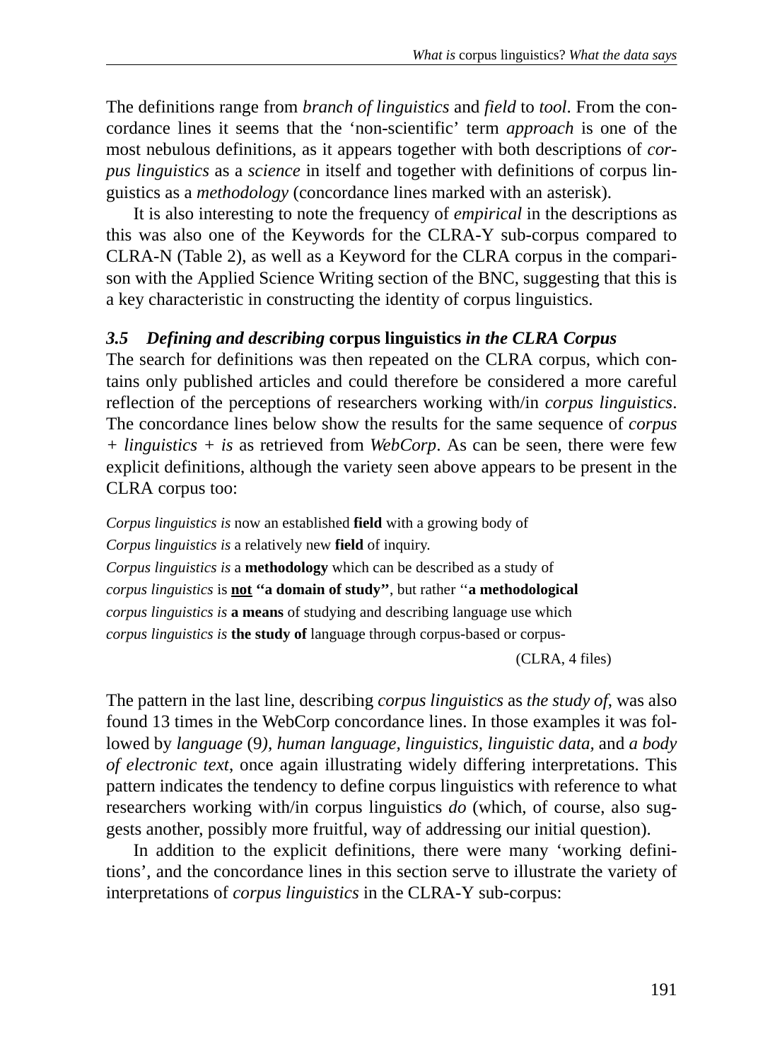The definitions range from *branch of linguistics* and *field* to *tool*. From the concordance lines it seems that the 'non-scientific' term *approach* is one of the most nebulous definitions, as it appears together with both descriptions of *corpus linguistics* as a *science* in itself and together with definitions of corpus linguistics as a *methodology* (concordance lines marked with an asterisk).

It is also interesting to note the frequency of *empirical* in the descriptions as this was also one of the Keywords for the CLRA-Y sub-corpus compared to CLRA-N (Table 2), as well as a Keyword for the CLRA corpus in the comparison with the Applied Science Writing section of the BNC, suggesting that this is a key characteristic in constructing the identity of corpus linguistics.

### *3.5 Defining and describing* **corpus linguistics** *in the CLRA Corpus*

The search for definitions was then repeated on the CLRA corpus, which contains only published articles and could therefore be considered a more careful reflection of the perceptions of researchers working with/in *corpus linguistics*. The concordance lines below show the results for the same sequence of *corpus + linguistics + is* as retrieved from *WebCorp*. As can be seen, there were few explicit definitions, although the variety seen above appears to be present in the CLRA corpus too:

*Corpus linguistics is* now an established **field** with a growing body of
*Corpus linguistics is* a relatively new **field** of inquiry.
*Corpus linguistics is* a **methodology** which can be described as a study of
*corpus linguistics* is **<u>not</u> "a domain of study"**, but rather ''**a methodological**
*corpus linguistics is* **a means** of studying and describing language use which
*corpus linguistics is* **the study of** language through corpus-based or corpus-

(CLRA, 4 files)

The pattern in the last line, describing *corpus linguistics* as *the study of*, was also found 13 times in the WebCorp concordance lines. In those examples it was followed by *language* (9*), human language, linguistics, linguistic data,* and *a body of electronic text*, once again illustrating widely differing interpretations. This pattern indicates the tendency to define corpus linguistics with reference to what researchers working with/in corpus linguistics *do* (which, of course, also suggests another, possibly more fruitful, way of addressing our initial question).

In addition to the explicit definitions, there were many 'working definitions', and the concordance lines in this section serve to illustrate the variety of interpretations of *corpus linguistics* in the CLRA-Y sub-corpus: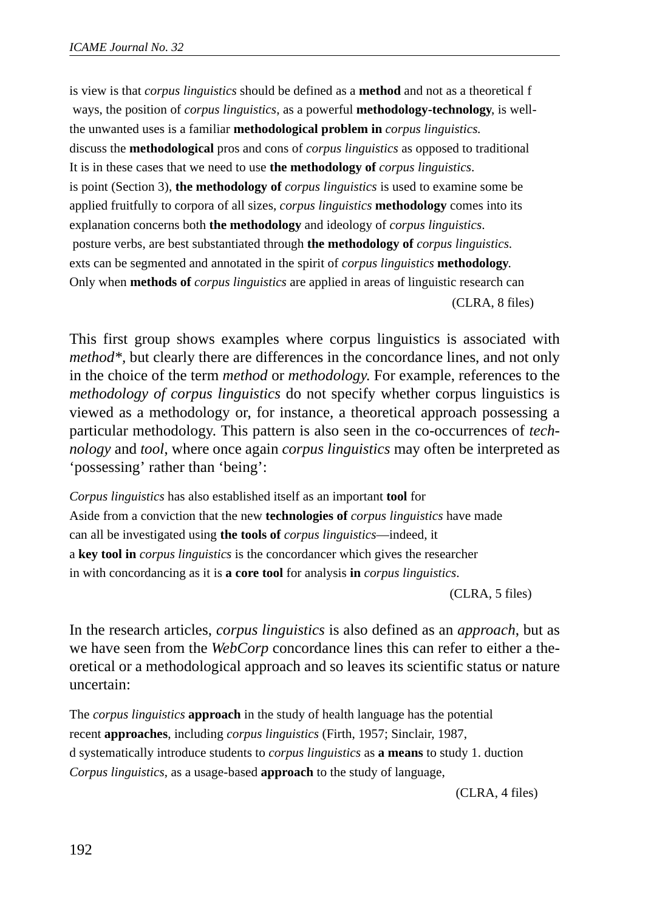is view is that *corpus linguistics* should be defined as a **method** and not as a theoretical f  
ways, the position of *corpus linguistics*, as a powerful **methodology-technology**, is well-  
the unwanted uses is a familiar **methodological problem in** *corpus linguistics.*  
discuss the **methodological** pros and cons of *corpus linguistics* as opposed to traditional  
It is in these cases that we need to use **the methodology of** *corpus linguistics*.  
is point (Section 3), **the methodology of** *corpus linguistics* is used to examine some be  
applied fruitfully to corpora of all sizes, *corpus linguistics* **methodology** comes into its  
explanation concerns both **the methodology** and ideology of *corpus linguistics*.  
posture verbs, are best substantiated through **the methodology of** *corpus linguistics.*  
exts can be segmented and annotated in the spirit of *corpus linguistics* **methodology**.  
Only when **methods of** *corpus linguistics* are applied in areas of linguistic research can

(CLRA, 8 files)

This first group shows examples where corpus linguistics is associated with *method**, but clearly there are differences in the concordance lines, and not only in the choice of the term *method* or *methodology.* For example, references to the *methodology of corpus linguistics* do not specify whether corpus linguistics is viewed as a methodology or, for instance, a theoretical approach possessing a particular methodology. This pattern is also seen in the co-occurrences of *technology* and *tool*, where once again *corpus linguistics* may often be interpreted as 'possessing' rather than 'being':

*Corpus linguistics* has also established itself as an important **tool** for  
Aside from a conviction that the new **technologies of** *corpus linguistics* have made  
can all be investigated using **the tools of** *corpus linguistics*—indeed, it  
a **key tool in** *corpus linguistics* is the concordancer which gives the researcher  
in with concordancing as it is **a core tool** for analysis **in** *corpus linguistics*.

(CLRA, 5 files)

In the research articles, *corpus linguistics* is also defined as an *approach*, but as we have seen from the *WebCorp* concordance lines this can refer to either a theoretical or a methodological approach and so leaves its scientific status or nature uncertain:

The *corpus linguistics* **approach** in the study of health language has the potential  
recent **approaches**, including *corpus linguistics* (Firth, 1957; Sinclair, 1987,  
d systematically introduce students to *corpus linguistics* as **a means** to study 1. duction  
*Corpus linguistics*, as a usage-based **approach** to the study of language,

(CLRA, 4 files)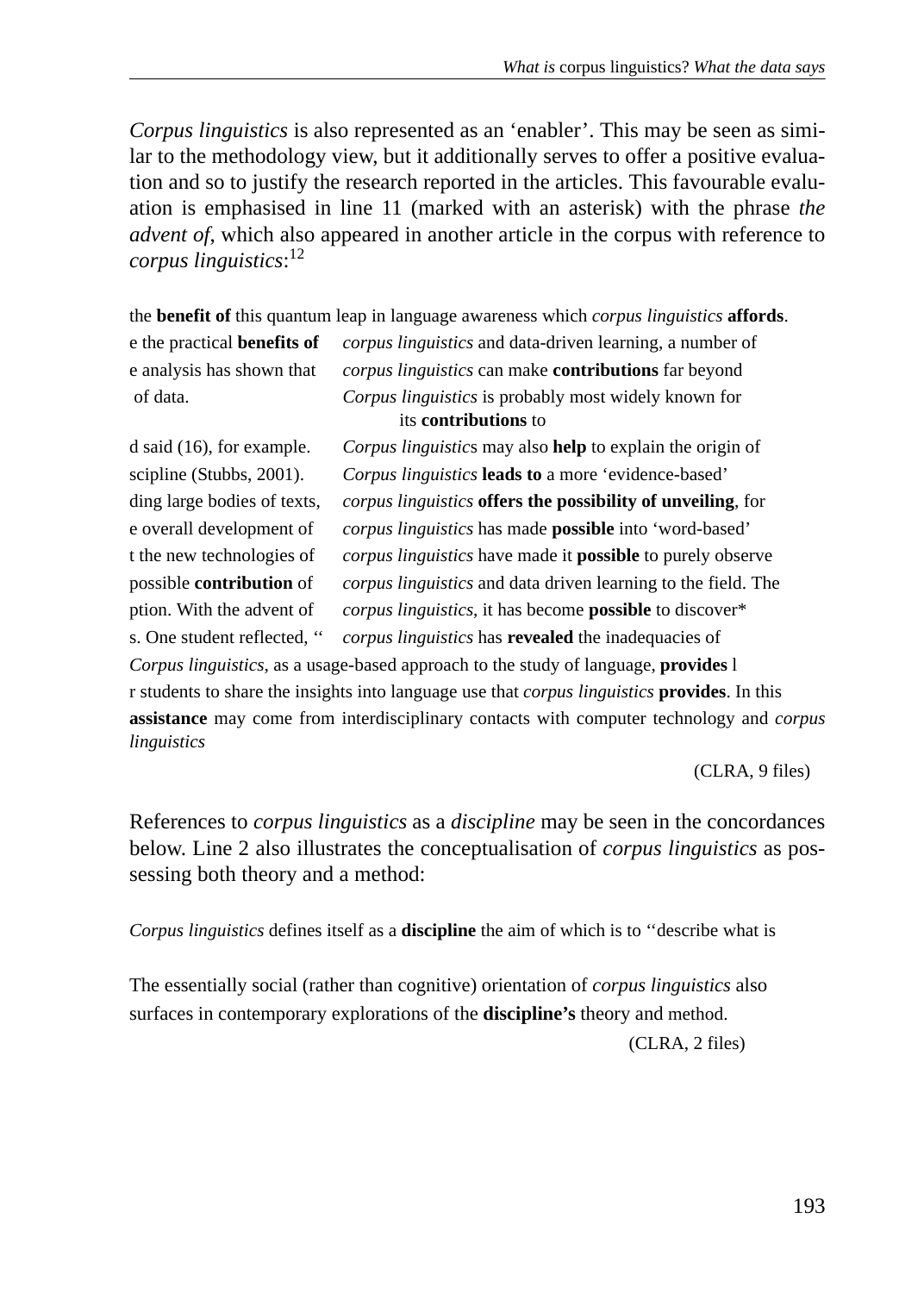*Corpus linguistics* is also represented as an 'enabler'. This may be seen as similar to the methodology view, but it additionally serves to offer a positive evaluation and so to justify the research reported in the articles. This favourable evaluation is emphasised in line 11 (marked with an asterisk) with the phrase *the advent of*, which also appeared in another article in the corpus with reference to *corpus linguistics*:[12]

the **benefit of** this quantum leap in language awareness which *corpus linguistics* **affords**.
e the practical **benefits of** *corpus linguistics* and data-driven learning, a number of
e analysis has shown that *corpus linguistics* can make **contributions** far beyond
of data. *Corpus linguistics* is probably most widely known for its **contributions** to
d said (16), for example. *Corpus linguistics* may also **help** to explain the origin of
scipline (Stubbs, 2001). *Corpus linguistics* **leads to** a more 'evidence-based'
ding large bodies of texts, *corpus linguistics* **offers the possibility of unveiling**, for
e overall development of *corpus linguistics* has made **possible** into 'word-based'
t the new technologies of *corpus linguistics* have made it **possible** to purely observe
possible **contribution** of *corpus linguistics* and data driven learning to the field. The
ption. With the advent of *corpus linguistics*, it has become **possible** to discover*
s. One student reflected, '' *corpus linguistics* has **revealed** the inadequacies of
*Corpus linguistics*, as a usage-based approach to the study of language, **provides** l
r students to share the insights into language use that *corpus linguistics* **provides**. In this
**assistance** may come from interdisciplinary contacts with computer technology and *corpus linguistics*

(CLRA, 9 files)

References to *corpus linguistics* as a *discipline* may be seen in the concordances below. Line 2 also illustrates the conceptualisation of *corpus linguistics* as possessing both theory and a method:

*Corpus linguistics* defines itself as a **discipline** the aim of which is to ''describe what is

The essentially social (rather than cognitive) orientation of *corpus linguistics* also surfaces in contemporary explorations of the **discipline's** theory and method.

(CLRA, 2 files)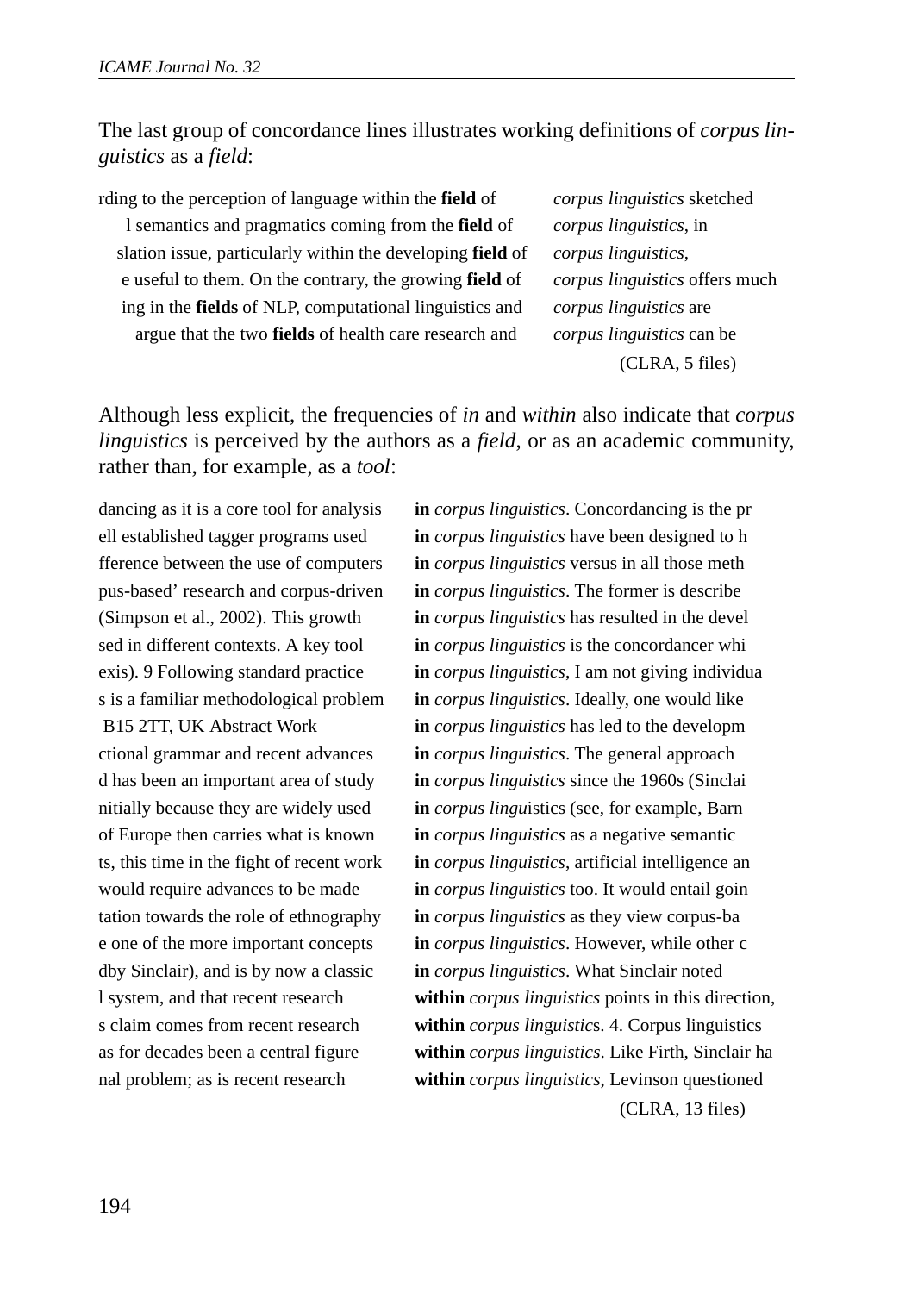The last group of concordance lines illustrates working definitions of *corpus linguistics* as a *field*:

| | |
|---:|:---|
| rding to the perception of language within the **field** of | *corpus linguistics* sketched |
| l semantics and pragmatics coming from the **field** of | *corpus linguistics*, in |
| slation issue, particularly within the developing **field** of | *corpus linguistics*, |
| e useful to them. On the contrary, the growing **field** of | *corpus linguistics* offers much |
| ing in the **fields** of NLP, computational linguistics and | *corpus linguistics* are |
| argue that the two **fields** of health care research and | *corpus linguistics* can be |

(CLRA, 5 files)

Although less explicit, the frequencies of *in* and *within* also indicate that *corpus linguistics* is perceived by the authors as a *field*, or as an academic community, rather than, for example, as a *tool*:

| | |
|:---|:---|
| dancing as it is a core tool for analysis | **in** *corpus linguistics*. Concordancing is the pr |
| ell established tagger programs used | **in** *corpus linguistics* have been designed to h |
| fference between the use of computers | **in** *corpus linguistics* versus in all those meth |
| pus-based' research and corpus-driven | **in** *corpus linguistics*. The former is describe |
| (Simpson et al., 2002). This growth | **in** *corpus linguistics* has resulted in the devel |
| sed in different contexts. A key tool | **in** *corpus linguistics* is the concordancer whi |
| exis). 9 Following standard practice | **in** *corpus linguistics*, I am not giving individua |
| s is a familiar methodological problem | **in** *corpus linguistics*. Ideally, one would like |
| B15 2TT, UK Abstract Work | **in** *corpus linguistics* has led to the developm |
| ctional grammar and recent advances | **in** *corpus linguistics*. The general approach |
| d has been an important area of study | **in** *corpus linguistics* since the 1960s (Sinclai |
| nitially because they are widely used | **in** *corpus lingu*istics (see, for example, Barn |
| of Europe then carries what is known | **in** *corpus linguistics* as a negative semantic |
| ts, this time in the fight of recent work | **in** *corpus linguistics*, artificial intelligence an |
| would require advances to be made | **in** *corpus linguistics* too. It would entail goin |
| tation towards the role of ethnography | **in** *corpus linguistics* as they view corpus-ba |
| e one of the more important concepts | **in** *corpus linguistics*. However, while other c |
| dby Sinclair), and is by now a classic | **in** *corpus linguistics*. What Sinclair noted |
| l system, and that recent research | **within** *corpus linguistics* points in this direction, |
| s claim comes from recent research | **within** *corpus linguistic*s. 4. Corpus linguistics |
| as for decades been a central figure | **within** *corpus linguistics*. Like Firth, Sinclair ha |
| nal problem; as is recent research | **within** *corpus linguistics*, Levinson questioned |

(CLRA, 13 files)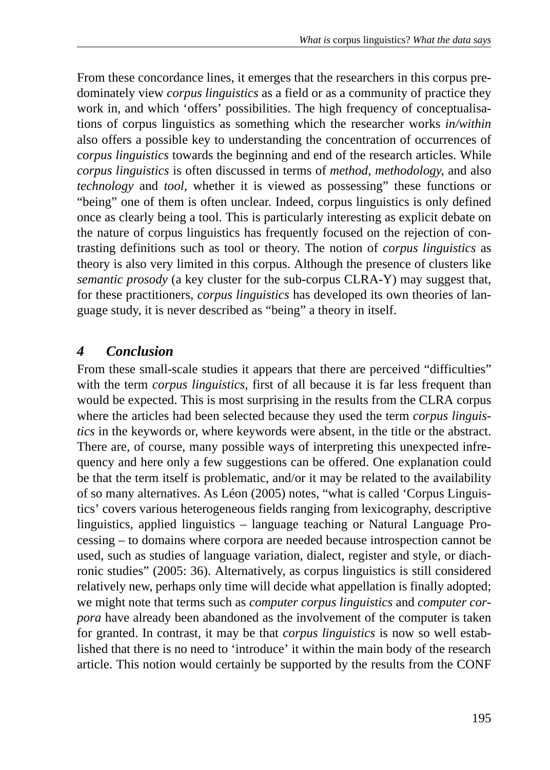From these concordance lines, it emerges that the researchers in this corpus predominately view *corpus linguistics* as a field or as a community of practice they work in, and which 'offers' possibilities. The high frequency of conceptualisations of corpus linguistics as something which the researcher works *in/within* also offers a possible key to understanding the concentration of occurrences of *corpus linguistics* towards the beginning and end of the research articles. While *corpus linguistics* is often discussed in terms of *method*, *methodology*, and also *technology* and *tool*, whether it is viewed as possessing" these functions or "being" one of them is often unclear. Indeed, corpus linguistics is only defined once as clearly being a tool. This is particularly interesting as explicit debate on the nature of corpus linguistics has frequently focused on the rejection of contrasting definitions such as tool or theory. The notion of *corpus linguistics* as theory is also very limited in this corpus. Although the presence of clusters like *semantic prosody* (a key cluster for the sub-corpus CLRA-Y) may suggest that, for these practitioners, *corpus linguistics* has developed its own theories of language study, it is never described as "being" a theory in itself.

## *4 Conclusion*

From these small-scale studies it appears that there are perceived "difficulties" with the term *corpus linguistics*, first of all because it is far less frequent than would be expected. This is most surprising in the results from the CLRA corpus where the articles had been selected because they used the term *corpus linguistics* in the keywords or, where keywords were absent, in the title or the abstract. There are, of course, many possible ways of interpreting this unexpected infrequency and here only a few suggestions can be offered. One explanation could be that the term itself is problematic, and/or it may be related to the availability of so many alternatives. As Léon (2005) notes, "what is called 'Corpus Linguistics' covers various heterogeneous fields ranging from lexicography, descriptive linguistics, applied linguistics – language teaching or Natural Language Processing – to domains where corpora are needed because introspection cannot be used, such as studies of language variation, dialect, register and style, or diachronic studies" (2005: 36). Alternatively, as corpus linguistics is still considered relatively new, perhaps only time will decide what appellation is finally adopted; we might note that terms such as *computer corpus linguistics* and *computer corpora* have already been abandoned as the involvement of the computer is taken for granted. In contrast, it may be that *corpus linguistics* is now so well established that there is no need to 'introduce' it within the main body of the research article. This notion would certainly be supported by the results from the CONF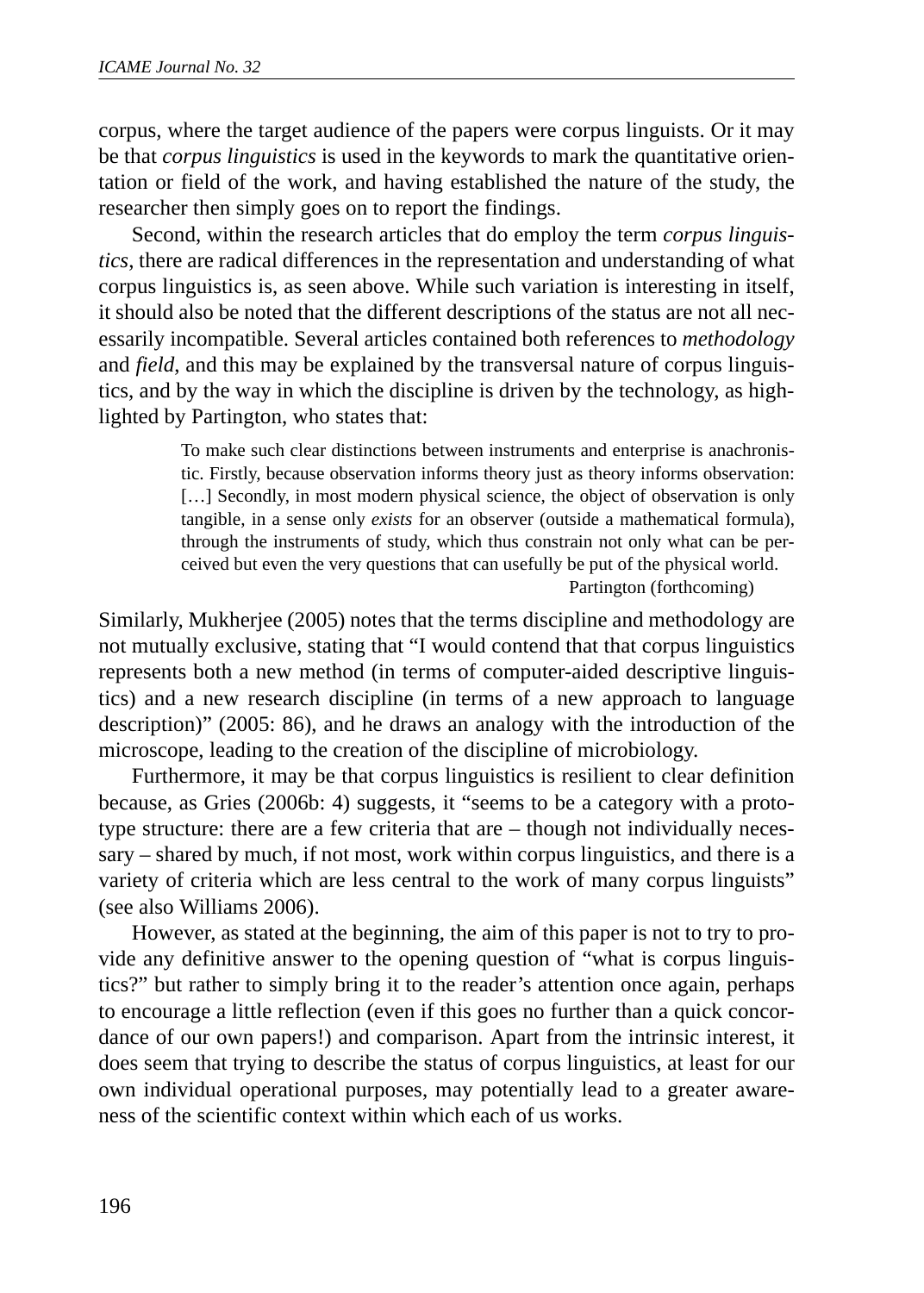corpus, where the target audience of the papers were corpus linguists. Or it may be that *corpus linguistics* is used in the keywords to mark the quantitative orientation or field of the work, and having established the nature of the study, the researcher then simply goes on to report the findings.

Second, within the research articles that do employ the term *corpus linguistics*, there are radical differences in the representation and understanding of what corpus linguistics is, as seen above. While such variation is interesting in itself, it should also be noted that the different descriptions of the status are not all necessarily incompatible. Several articles contained both references to *methodology* and *field,* and this may be explained by the transversal nature of corpus linguistics, and by the way in which the discipline is driven by the technology, as highlighted by Partington, who states that:

> To make such clear distinctions between instruments and enterprise is anachronistic. Firstly, because observation informs theory just as theory informs observation: […] Secondly, in most modern physical science, the object of observation is only tangible, in a sense only *exists* for an observer (outside a mathematical formula), through the instruments of study, which thus constrain not only what can be perceived but even the very questions that can usefully be put of the physical world.
>
> Partington (forthcoming)

Similarly, Mukherjee (2005) notes that the terms discipline and methodology are not mutually exclusive, stating that "I would contend that that corpus linguistics represents both a new method (in terms of computer-aided descriptive linguistics) and a new research discipline (in terms of a new approach to language description)" (2005: 86), and he draws an analogy with the introduction of the microscope, leading to the creation of the discipline of microbiology.

Furthermore, it may be that corpus linguistics is resilient to clear definition because, as Gries (2006b: 4) suggests, it "seems to be a category with a prototype structure: there are a few criteria that are – though not individually necessary – shared by much, if not most, work within corpus linguistics, and there is a variety of criteria which are less central to the work of many corpus linguists" (see also Williams 2006).

However, as stated at the beginning, the aim of this paper is not to try to provide any definitive answer to the opening question of "what is corpus linguistics?" but rather to simply bring it to the reader's attention once again, perhaps to encourage a little reflection (even if this goes no further than a quick concordance of our own papers!) and comparison. Apart from the intrinsic interest, it does seem that trying to describe the status of corpus linguistics, at least for our own individual operational purposes, may potentially lead to a greater awareness of the scientific context within which each of us works.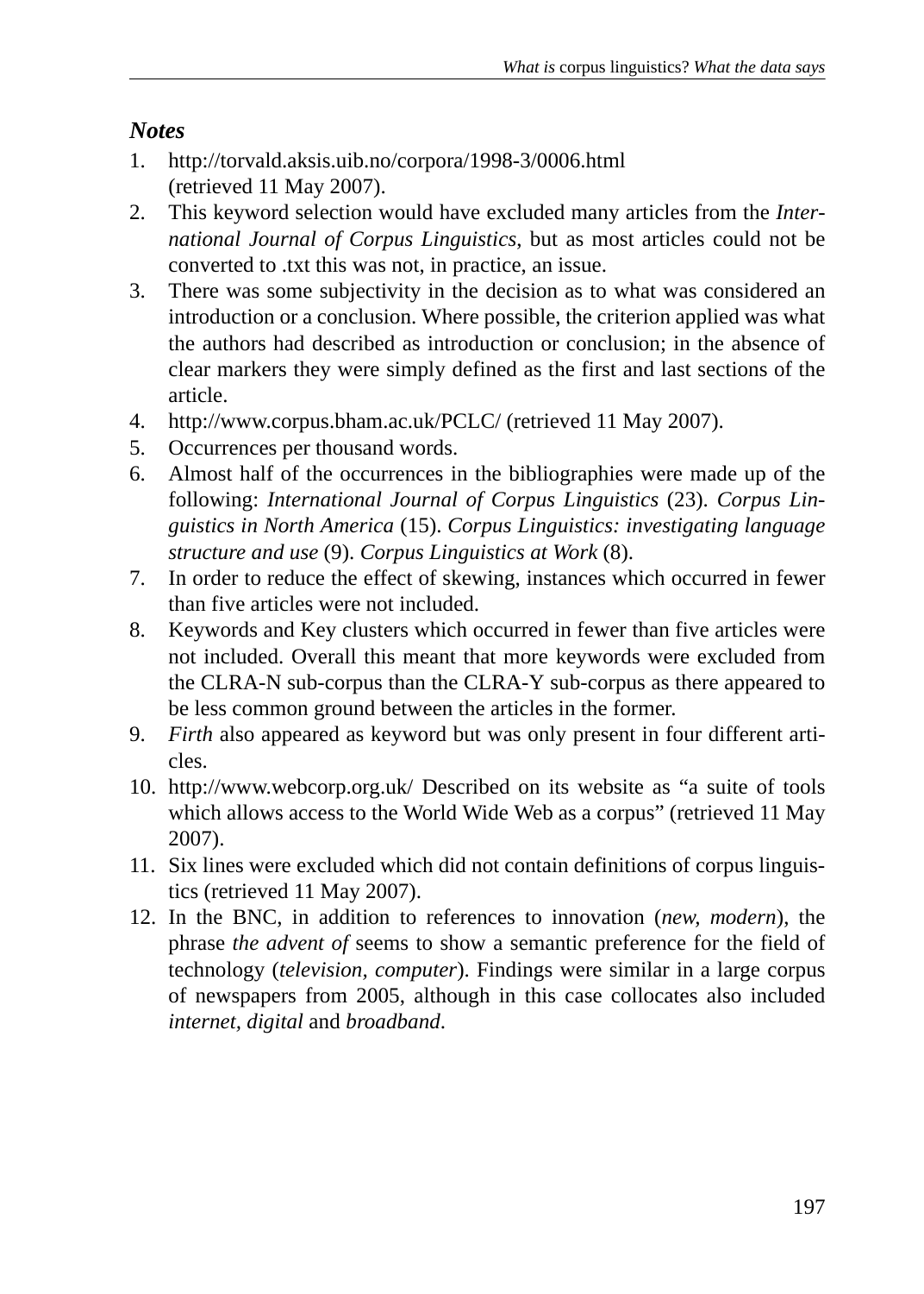## *Notes*

1. http://torvald.aksis.uib.no/corpora/1998-3/0006.html (retrieved 11 May 2007).
2. This keyword selection would have excluded many articles from the *International Journal of Corpus Linguistics*, but as most articles could not be converted to .txt this was not, in practice, an issue.
3. There was some subjectivity in the decision as to what was considered an introduction or a conclusion. Where possible, the criterion applied was what the authors had described as introduction or conclusion; in the absence of clear markers they were simply defined as the first and last sections of the article.
4. http://www.corpus.bham.ac.uk/PCLC/ (retrieved 11 May 2007).
5. Occurrences per thousand words.
6. Almost half of the occurrences in the bibliographies were made up of the following: *International Journal of Corpus Linguistics* (23). *Corpus Linguistics in North America* (15). *Corpus Linguistics: investigating language structure and use* (9). *Corpus Linguistics at Work* (8).
7. In order to reduce the effect of skewing, instances which occurred in fewer than five articles were not included.
8. Keywords and Key clusters which occurred in fewer than five articles were not included. Overall this meant that more keywords were excluded from the CLRA-N sub-corpus than the CLRA-Y sub-corpus as there appeared to be less common ground between the articles in the former.
9. *Firth* also appeared as keyword but was only present in four different articles.
10. http://www.webcorp.org.uk/ Described on its website as "a suite of tools which allows access to the World Wide Web as a corpus" (retrieved 11 May 2007).
11. Six lines were excluded which did not contain definitions of corpus linguistics (retrieved 11 May 2007).
12. In the BNC, in addition to references to innovation (*new, modern*), the phrase *the advent of* seems to show a semantic preference for the field of technology (*television, computer*). Findings were similar in a large corpus of newspapers from 2005, although in this case collocates also included *internet*, *digital* and *broadband*.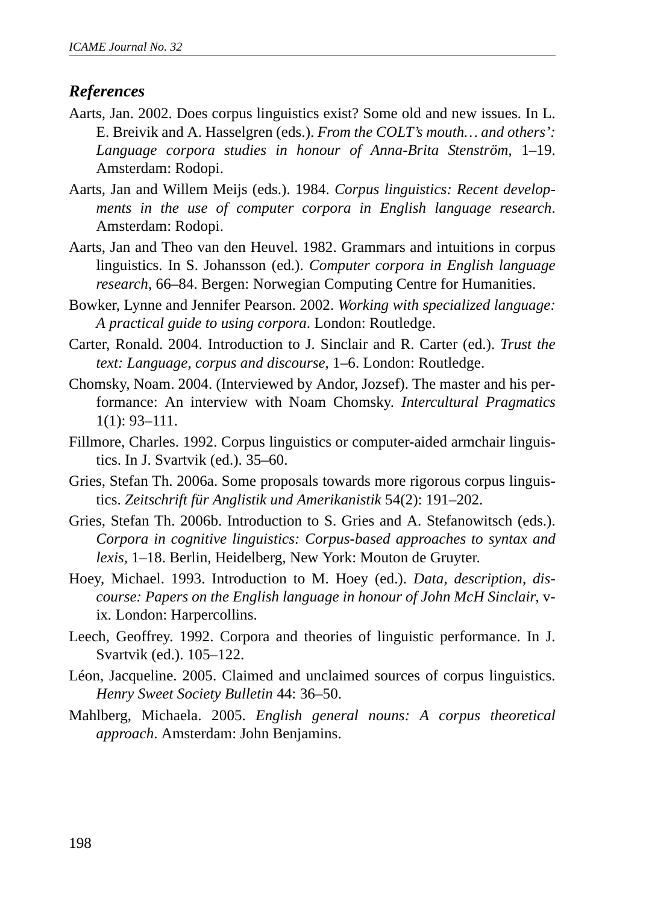### *References*

Aarts, Jan. 2002. Does corpus linguistics exist? Some old and new issues. In L. E. Breivik and A. Hasselgren (eds.). *From the COLT's mouth… and others': Language corpora studies in honour of Anna-Brita Stenström*, 1–19. Amsterdam: Rodopi.

Aarts, Jan and Willem Meijs (eds.). 1984. *Corpus linguistics: Recent developments in the use of computer corpora in English language research*. Amsterdam: Rodopi.

Aarts, Jan and Theo van den Heuvel. 1982. Grammars and intuitions in corpus linguistics. In S. Johansson (ed.). *Computer corpora in English language research*, 66–84. Bergen: Norwegian Computing Centre for Humanities.

Bowker, Lynne and Jennifer Pearson. 2002. *Working with specialized language: A practical guide to using corpora*. London: Routledge.

Carter, Ronald. 2004. Introduction to J. Sinclair and R. Carter (ed.). *Trust the text: Language, corpus and discourse*, 1–6. London: Routledge.

Chomsky, Noam. 2004. (Interviewed by Andor, Jozsef). The master and his performance: An interview with Noam Chomsky. *Intercultural Pragmatics* 1(1): 93–111.

Fillmore, Charles. 1992. Corpus linguistics or computer-aided armchair linguistics. In J. Svartvik (ed.). 35–60.

Gries, Stefan Th. 2006a. Some proposals towards more rigorous corpus linguistics. *Zeitschrift für Anglistik und Amerikanistik* 54(2): 191–202.

Gries, Stefan Th. 2006b. Introduction to S. Gries and A. Stefanowitsch (eds.). *Corpora in cognitive linguistics: Corpus-based approaches to syntax and lexis*, 1–18. Berlin, Heidelberg, New York: Mouton de Gruyter.

Hoey, Michael. 1993. Introduction to M. Hoey (ed.). *Data, description, discourse: Papers on the English language in honour of John McH Sinclair*, v-ix. London: Harpercollins.

Leech, Geoffrey. 1992. Corpora and theories of linguistic performance. In J. Svartvik (ed.). 105–122.

Léon, Jacqueline. 2005. Claimed and unclaimed sources of corpus linguistics. *Henry Sweet Society Bulletin* 44: 36–50.

Mahlberg, Michaela. 2005. *English general nouns: A corpus theoretical approach*. Amsterdam: John Benjamins.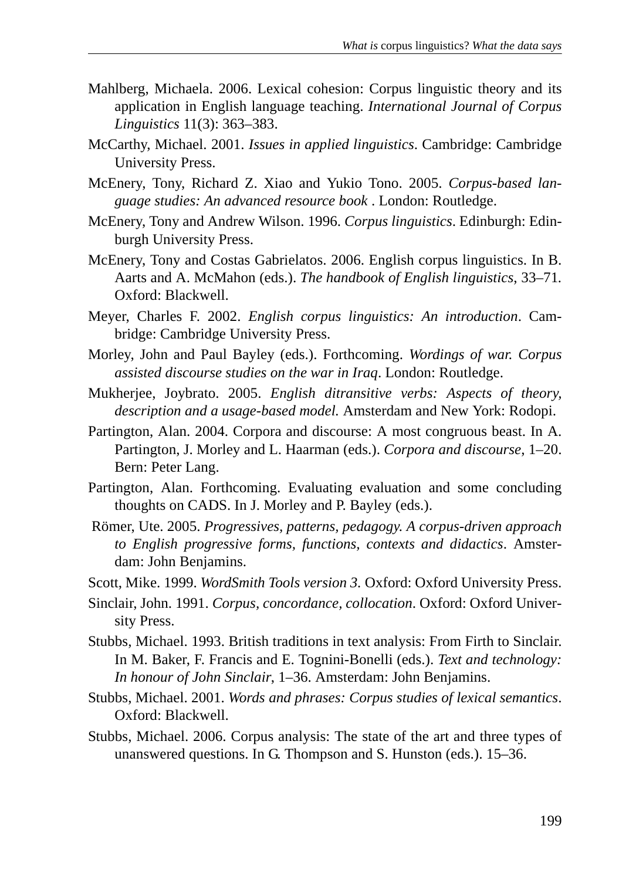Mahlberg, Michaela. 2006. Lexical cohesion: Corpus linguistic theory and its application in English language teaching. *International Journal of Corpus Linguistics* 11(3): 363–383.

McCarthy, Michael. 2001. *Issues in applied linguistics*. Cambridge: Cambridge University Press.

McEnery, Tony, Richard Z. Xiao and Yukio Tono. 2005. *Corpus-based language studies: An advanced resource book* . London: Routledge.

McEnery, Tony and Andrew Wilson. 1996. *Corpus linguistics*. Edinburgh: Edinburgh University Press.

McEnery, Tony and Costas Gabrielatos. 2006. English corpus linguistics. In B. Aarts and A. McMahon (eds.). *The handbook of English linguistics*, 33–71. Oxford: Blackwell.

Meyer, Charles F. 2002. *English corpus linguistics: An introduction*. Cambridge: Cambridge University Press.

Morley, John and Paul Bayley (eds.). Forthcoming. *Wordings of war. Corpus assisted discourse studies on the war in Iraq*. London: Routledge.

Mukherjee, Joybrato. 2005. *English ditransitive verbs: Aspects of theory, description and a usage-based model.* Amsterdam and New York: Rodopi.

Partington, Alan. 2004. Corpora and discourse: A most congruous beast. In A. Partington, J. Morley and L. Haarman (eds.). *Corpora and discourse*, 1–20. Bern: Peter Lang.

Partington, Alan. Forthcoming. Evaluating evaluation and some concluding thoughts on CADS. In J. Morley and P. Bayley (eds.).

Römer, Ute. 2005. *Progressives, patterns, pedagogy. A corpus-driven approach to English progressive forms, functions, contexts and didactics*. Amsterdam: John Benjamins.

Scott, Mike. 1999. *WordSmith Tools version 3.* Oxford: Oxford University Press.

Sinclair, John. 1991. *Corpus, concordance, collocation*. Oxford: Oxford University Press.

Stubbs, Michael. 1993. British traditions in text analysis: From Firth to Sinclair. In M. Baker, F. Francis and E. Tognini-Bonelli (eds.). *Text and technology: In honour of John Sinclair*, 1–36. Amsterdam: John Benjamins.

Stubbs, Michael. 2001. *Words and phrases: Corpus studies of lexical semantics*. Oxford: Blackwell.

Stubbs, Michael. 2006. Corpus analysis: The state of the art and three types of unanswered questions. In G. Thompson and S. Hunston (eds.). 15–36.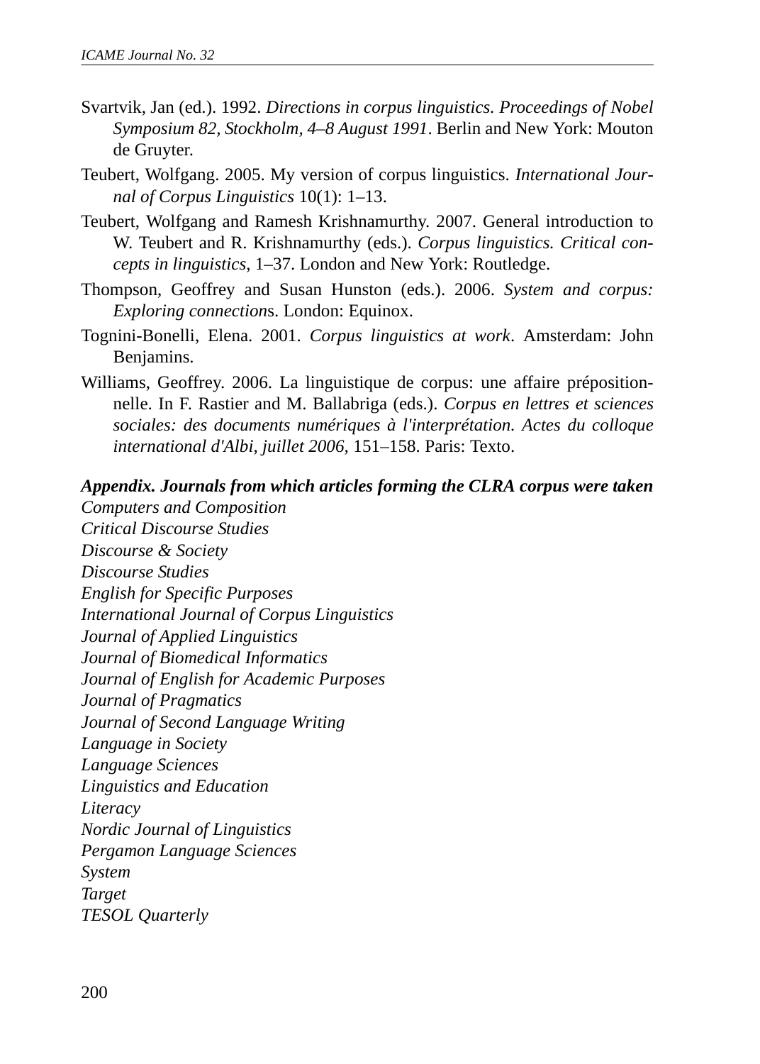Svartvik, Jan (ed.). 1992. *Directions in corpus linguistics. Proceedings of Nobel Symposium 82, Stockholm, 4–8 August 1991*. Berlin and New York: Mouton de Gruyter.

Teubert, Wolfgang. 2005. My version of corpus linguistics. *International Journal of Corpus Linguistics* 10(1): 1–13.

Teubert, Wolfgang and Ramesh Krishnamurthy. 2007. General introduction to W. Teubert and R. Krishnamurthy (eds.). *Corpus linguistics. Critical concepts in linguistics*, 1–37. London and New York: Routledge.

Thompson, Geoffrey and Susan Hunston (eds.). 2006. *System and corpus: Exploring connections*. London: Equinox.

Tognini-Bonelli, Elena. 2001. *Corpus linguistics at work*. Amsterdam: John Benjamins.

Williams, Geoffrey. 2006. La linguistique de corpus: une affaire prépositionnelle. In F. Rastier and M. Ballabriga (eds.). *Corpus en lettres et sciences sociales: des documents numériques à l'interprétation. Actes du colloque international d'Albi, juillet 2006,* 151–158. Paris: Texto.

***Appendix. Journals from which articles forming the CLRA corpus were taken***

*Computers and Composition*
*Critical Discourse Studies*
*Discourse & Society*
*Discourse Studies*
*English for Specific Purposes*
*International Journal of Corpus Linguistics*
*Journal of Applied Linguistics*
*Journal of Biomedical Informatics*
*Journal of English for Academic Purposes*
*Journal of Pragmatics*
*Journal of Second Language Writing*
*Language in Society*
*Language Sciences*
*Linguistics and Education*
*Literacy*
*Nordic Journal of Linguistics*
*Pergamon Language Sciences*
*System*
*Target*
*TESOL Quarterly*